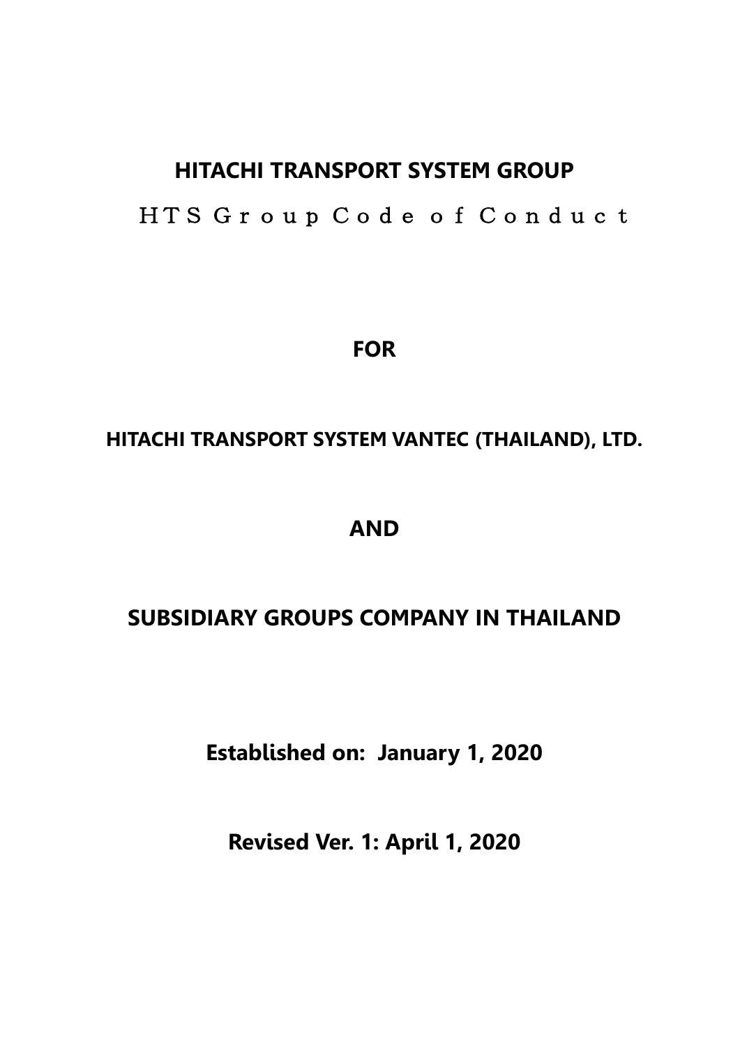# HITACHI TRANSPORT SYSTEM GROUP

ＨＴＳ Ｇｒｏｕｐ Ｃｏｄｅ ｏｆ Ｃｏｎｄｕｃｔ

**FOR**

**HITACHI TRANSPORT SYSTEM VANTEC (THAILAND), LTD.**

**AND**

**SUBSIDIARY GROUPS COMPANY IN THAILAND**

**Established on: January 1, 2020**

**Revised Ver. 1: April 1, 2020**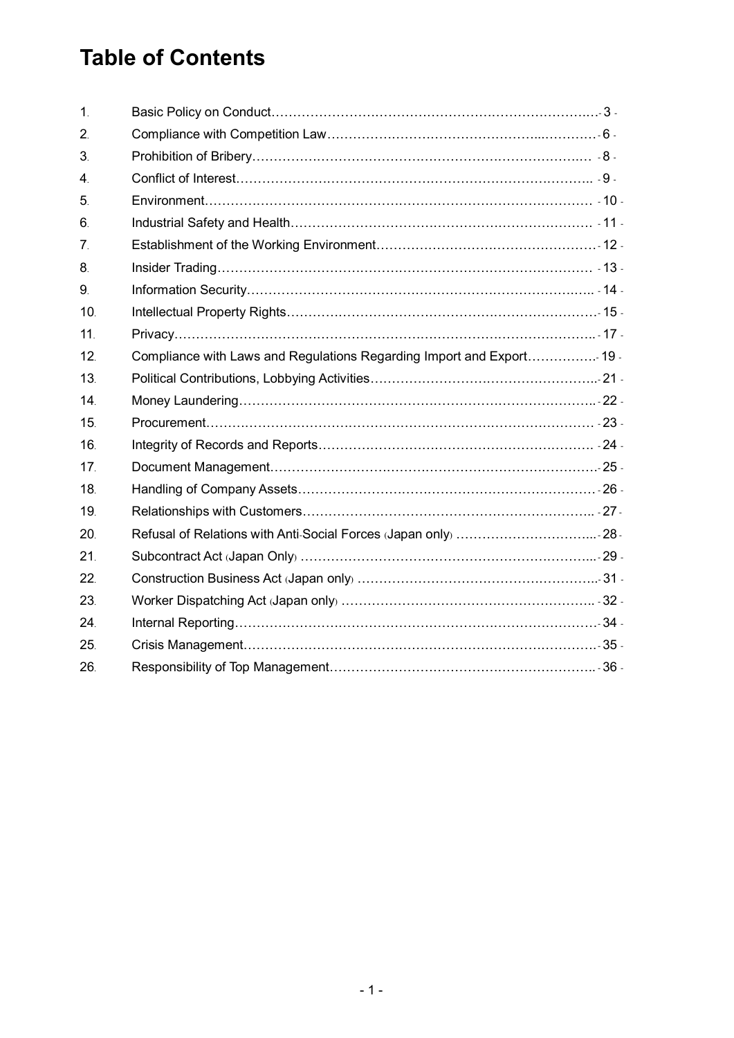# Table of Contents

1. Basic Policy on Conduct ............ - 3 -
2. Compliance with Competition Law ............ - 6 -
3. Prohibition of Bribery ............ - 8 -
4. Conflict of Interest ............ - 9 -
5. Environment ............ - 10 -
6. Industrial Safety and Health ............ - 11 -
7. Establishment of the Working Environment ............ - 12 -
8. Insider Trading ............ - 13 -
9. Information Security ............ - 14 -
10. Intellectual Property Rights ............ - 15 -
11. Privacy ............ - 17 -
12. Compliance with Laws and Regulations Regarding Import and Export ............ - 19 -
13. Political Contributions, Lobbying Activities ............ - 21 -
14. Money Laundering ............ - 22 -
15. Procurement ............ - 23 -
16. Integrity of Records and Reports ............ - 24 -
17. Document Management ............ - 25 -
18. Handling of Company Assets ............ - 26 -
19. Relationships with Customers ............ - 27 -
20. Refusal of Relations with Anti-Social Forces (Japan only) ............ - 28 -
21. Subcontract Act (Japan Only) ............ - 29 -
22. Construction Business Act (Japan only) ............ - 31 -
23. Worker Dispatching Act (Japan only) ............ - 32 -
24. Internal Reporting ............ - 34 -
25. Crisis Management ............ - 35 -
26. Responsibility of Top Management ............ - 36 -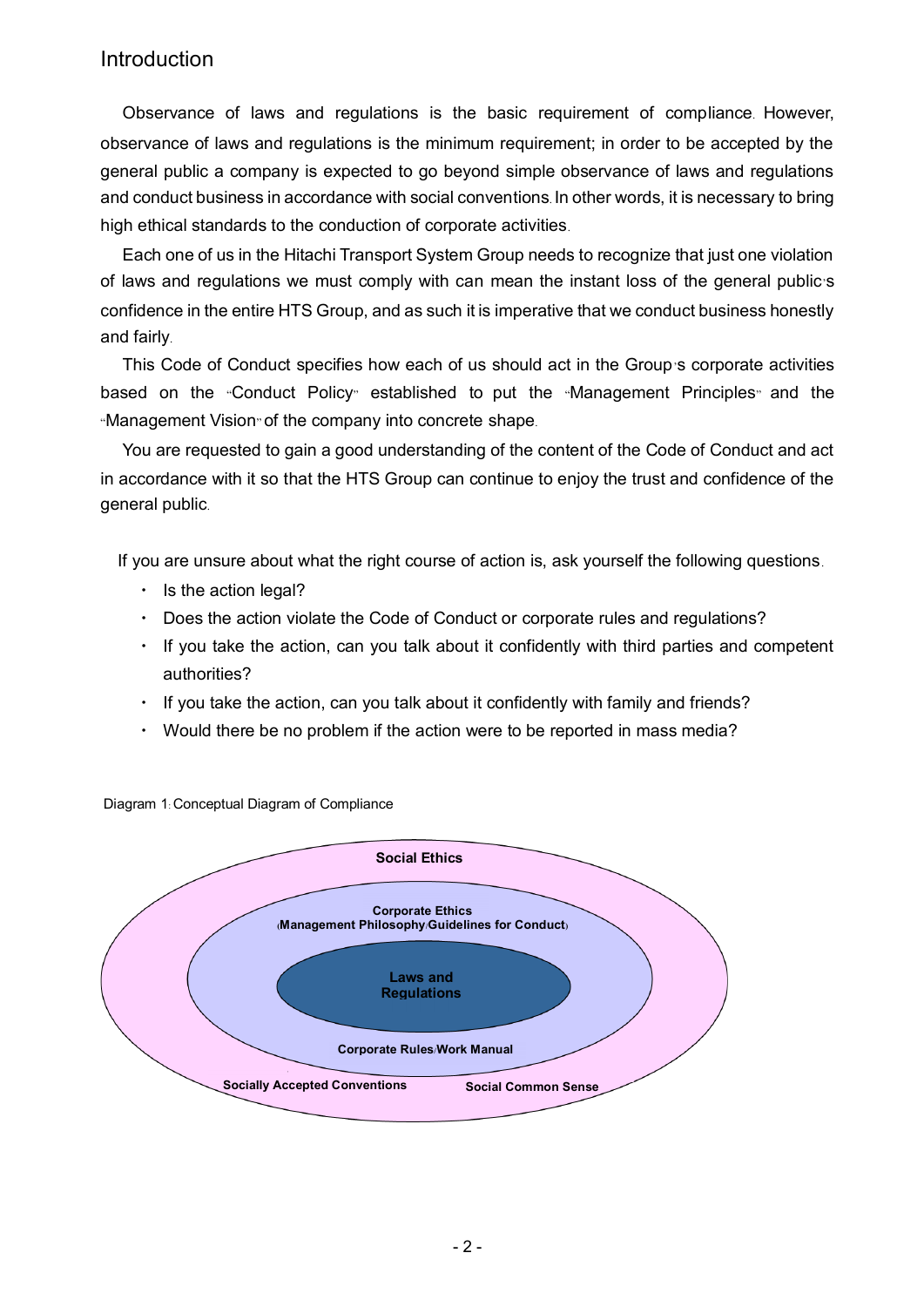# Introduction

Observance of laws and regulations is the basic requirement of compliance. However, observance of laws and regulations is the minimum requirement; in order to be accepted by the general public a company is expected to go beyond simple observance of laws and regulations and conduct business in accordance with social conventions. In other words, it is necessary to bring high ethical standards to the conduction of corporate activities.

Each one of us in the Hitachi Transport System Group needs to recognize that just one violation of laws and regulations we must comply with can mean the instant loss of the general public's confidence in the entire HTS Group, and as such it is imperative that we conduct business honestly and fairly.

This Code of Conduct specifies how each of us should act in the Group's corporate activities based on the "Conduct Policy" established to put the "Management Principles" and the "Management Vision" of the company into concrete shape.

You are requested to gain a good understanding of the content of the Code of Conduct and act in accordance with it so that the HTS Group can continue to enjoy the trust and confidence of the general public.

If you are unsure about what the right course of action is, ask yourself the following questions.

- Is the action legal?
- Does the action violate the Code of Conduct or corporate rules and regulations?
- If you take the action, can you talk about it confidently with third parties and competent authorities?
- If you take the action, can you talk about it confidently with family and friends?
- Would there be no problem if the action were to be reported in mass media?

Diagram 1: Conceptual Diagram of Compliance

**Social Ethics**

**Corporate Ethics**
**(Management Philosophy/Guidelines for Conduct)**

**Laws and Regulations**

**Corporate Rules/Work Manual**

**Socially Accepted Conventions** **Social Common Sense**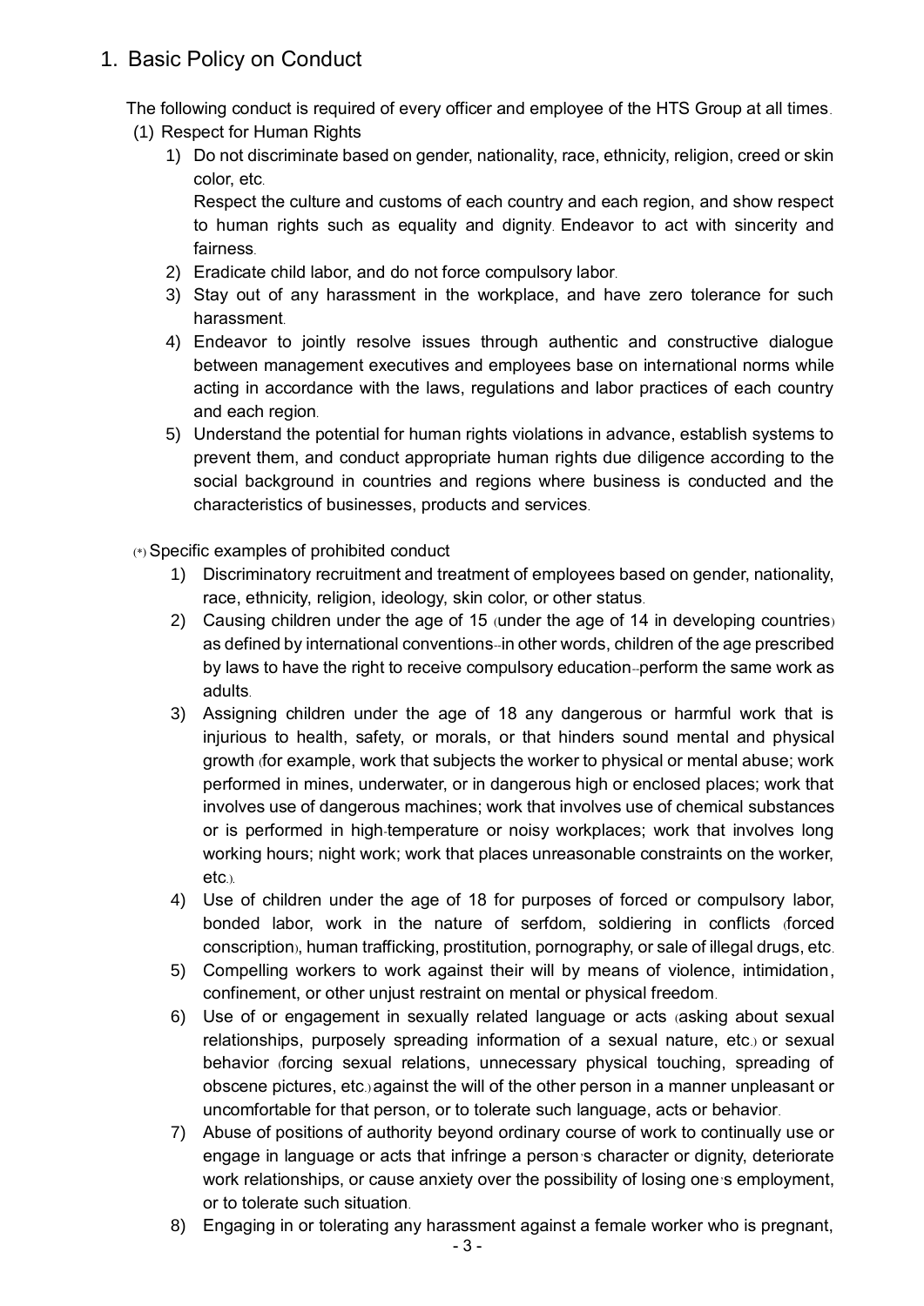## 1. Basic Policy on Conduct

The following conduct is required of every officer and employee of the HTS Group at all times.

(1) Respect for Human Rights

1) Do not discriminate based on gender, nationality, race, ethnicity, religion, creed or skin color, etc.
   Respect the culture and customs of each country and each region, and show respect to human rights such as equality and dignity. Endeavor to act with sincerity and fairness.
2) Eradicate child labor, and do not force compulsory labor.
3) Stay out of any harassment in the workplace, and have zero tolerance for such harassment.
4) Endeavor to jointly resolve issues through authentic and constructive dialogue between management executives and employees base on international norms while acting in accordance with the laws, regulations and labor practices of each country and each region.
5) Understand the potential for human rights violations in advance, establish systems to prevent them, and conduct appropriate human rights due diligence according to the social background in countries and regions where business is conducted and the characteristics of businesses, products and services.

(*) Specific examples of prohibited conduct

1) Discriminatory recruitment and treatment of employees based on gender, nationality, race, ethnicity, religion, ideology, skin color, or other status.
2) Causing children under the age of 15 (under the age of 14 in developing countries) as defined by international conventions--in other words, children of the age prescribed by laws to have the right to receive compulsory education--perform the same work as adults.
3) Assigning children under the age of 18 any dangerous or harmful work that is injurious to health, safety, or morals, or that hinders sound mental and physical growth (for example, work that subjects the worker to physical or mental abuse; work performed in mines, underwater, or in dangerous high or enclosed places; work that involves use of dangerous machines; work that involves use of chemical substances or is performed in high-temperature or noisy workplaces; work that involves long working hours; night work; work that places unreasonable constraints on the worker, etc.).
4) Use of children under the age of 18 for purposes of forced or compulsory labor, bonded labor, work in the nature of serfdom, soldiering in conflicts (forced conscription), human trafficking, prostitution, pornography, or sale of illegal drugs, etc.
5) Compelling workers to work against their will by means of violence, intimidation, confinement, or other unjust restraint on mental or physical freedom.
6) Use of or engagement in sexually related language or acts (asking about sexual relationships, purposely spreading information of a sexual nature, etc.) or sexual behavior (forcing sexual relations, unnecessary physical touching, spreading of obscene pictures, etc.) against the will of the other person in a manner unpleasant or uncomfortable for that person, or to tolerate such language, acts or behavior.
7) Abuse of positions of authority beyond ordinary course of work to continually use or engage in language or acts that infringe a person's character or dignity, deteriorate work relationships, or cause anxiety over the possibility of losing one's employment, or to tolerate such situation.
8) Engaging in or tolerating any harassment against a female worker who is pregnant,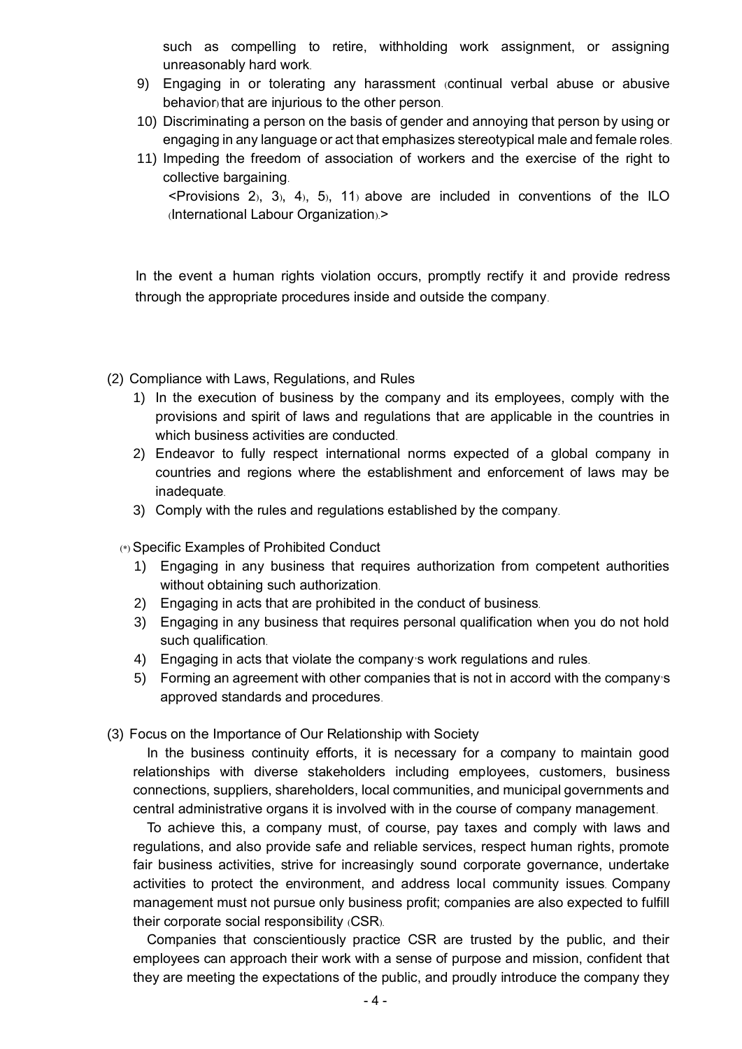such as compelling to retire, withholding work assignment, or assigning unreasonably hard work.

9) Engaging in or tolerating any harassment (continual verbal abuse or abusive behavior) that are injurious to the other person.
10) Discriminating a person on the basis of gender and annoying that person by using or engaging in any language or act that emphasizes stereotypical male and female roles.
11) Impeding the freedom of association of workers and the exercise of the right to collective bargaining.

<Provisions 2), 3), 4), 5), 11) above are included in conventions of the ILO (International Labour Organization).>

In the event a human rights violation occurs, promptly rectify it and provide redress through the appropriate procedures inside and outside the company.

## (2) Compliance with Laws, Regulations, and Rules

1) In the execution of business by the company and its employees, comply with the provisions and spirit of laws and regulations that are applicable in the countries in which business activities are conducted.
2) Endeavor to fully respect international norms expected of a global company in countries and regions where the establishment and enforcement of laws may be inadequate.
3) Comply with the rules and regulations established by the company.

(*) Specific Examples of Prohibited Conduct

1) Engaging in any business that requires authorization from competent authorities without obtaining such authorization.
2) Engaging in acts that are prohibited in the conduct of business.
3) Engaging in any business that requires personal qualification when you do not hold such qualification.
4) Engaging in acts that violate the company's work regulations and rules.
5) Forming an agreement with other companies that is not in accord with the company's approved standards and procedures.

## (3) Focus on the Importance of Our Relationship with Society

In the business continuity efforts, it is necessary for a company to maintain good relationships with diverse stakeholders including employees, customers, business connections, suppliers, shareholders, local communities, and municipal governments and central administrative organs it is involved with in the course of company management.

To achieve this, a company must, of course, pay taxes and comply with laws and regulations, and also provide safe and reliable services, respect human rights, promote fair business activities, strive for increasingly sound corporate governance, undertake activities to protect the environment, and address local community issues. Company management must not pursue only business profit; companies are also expected to fulfill their corporate social responsibility (CSR).

Companies that conscientiously practice CSR are trusted by the public, and their employees can approach their work with a sense of purpose and mission, confident that they are meeting the expectations of the public, and proudly introduce the company they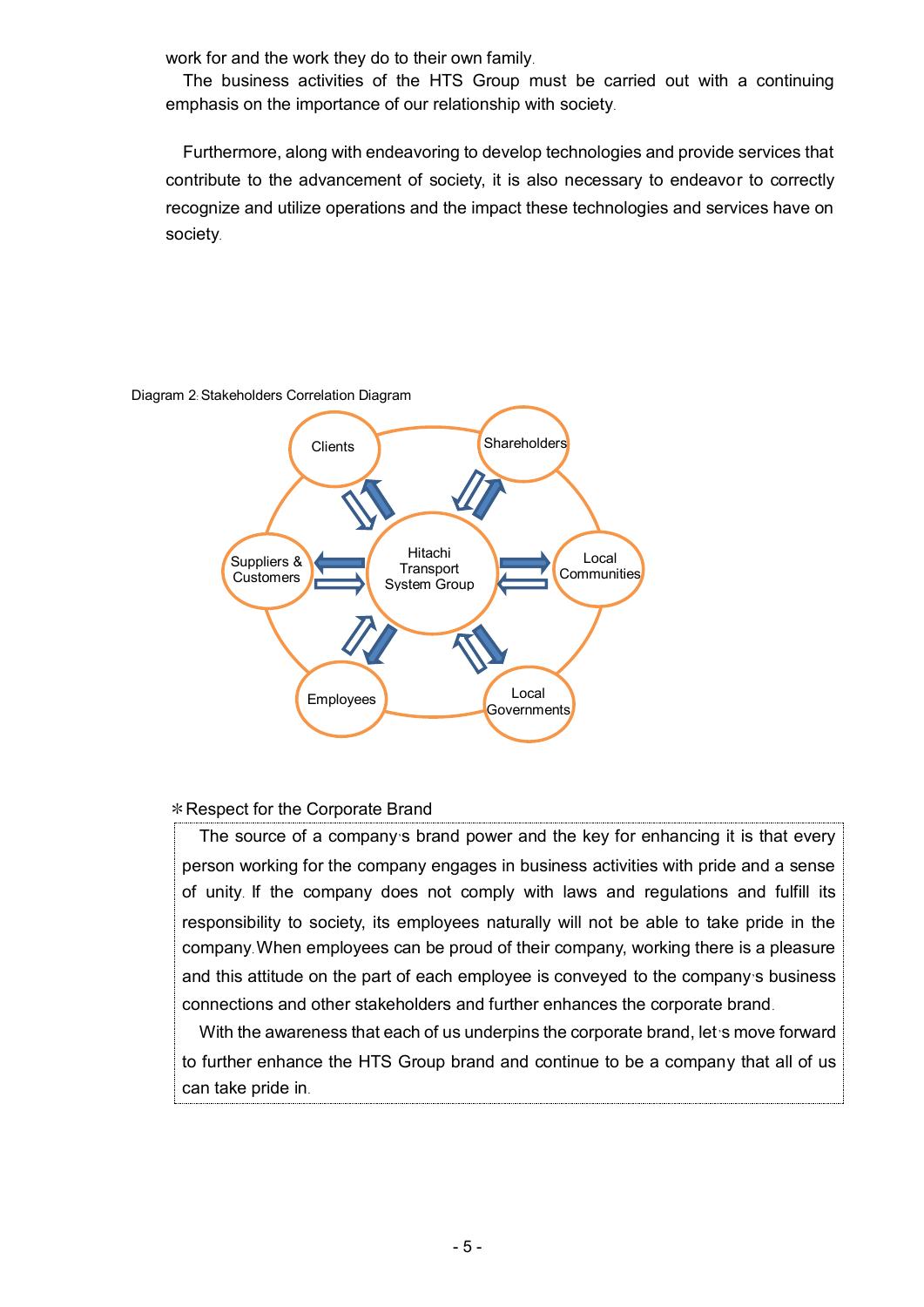work for and the work they do to their own family.

The business activities of the HTS Group must be carried out with a continuing emphasis on the importance of our relationship with society.

Furthermore, along with endeavoring to develop technologies and provide services that contribute to the advancement of society, it is also necessary to endeavor to correctly recognize and utilize operations and the impact these technologies and services have on society.

Diagram 2: Stakeholders Correlation Diagram

Clients

Shareholders

Suppliers & Customers

Hitachi Transport System Group

Local Communities

Employees

Local Governments

＊Respect for the Corporate Brand

The source of a company's brand power and the key for enhancing it is that every person working for the company engages in business activities with pride and a sense of unity. If the company does not comply with laws and regulations and fulfill its responsibility to society, its employees naturally will not be able to take pride in the company. When employees can be proud of their company, working there is a pleasure and this attitude on the part of each employee is conveyed to the company's business connections and other stakeholders and further enhances the corporate brand.

With the awareness that each of us underpins the corporate brand, let's move forward to further enhance the HTS Group brand and continue to be a company that all of us can take pride in.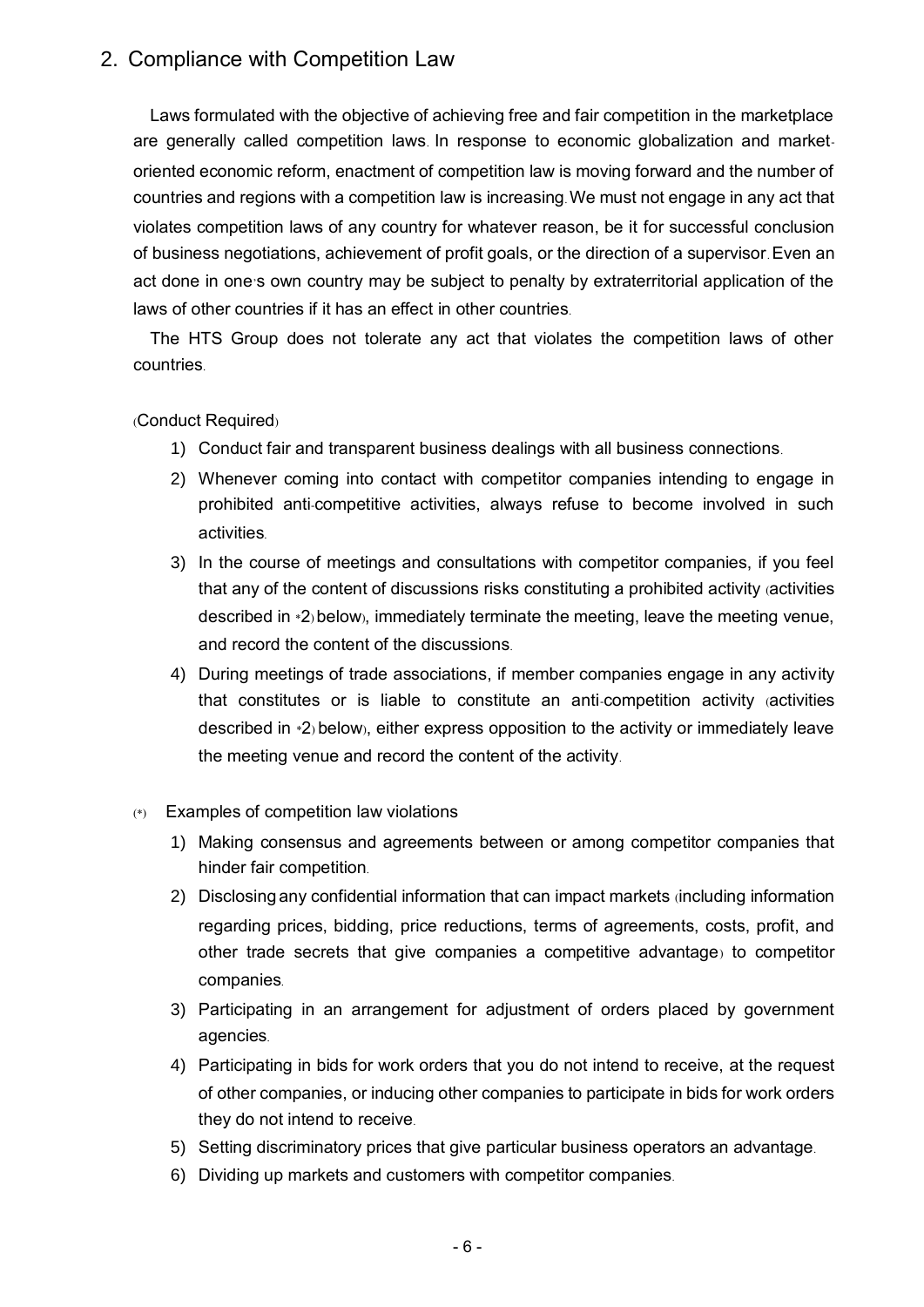## 2. Compliance with Competition Law

Laws formulated with the objective of achieving free and fair competition in the marketplace are generally called competition laws. In response to economic globalization and market-oriented economic reform, enactment of competition law is moving forward and the number of countries and regions with a competition law is increasing. We must not engage in any act that violates competition laws of any country for whatever reason, be it for successful conclusion of business negotiations, achievement of profit goals, or the direction of a supervisor. Even an act done in one's own country may be subject to penalty by extraterritorial application of the laws of other countries if it has an effect in other countries.

The HTS Group does not tolerate any act that violates the competition laws of other countries.

(Conduct Required)

1) Conduct fair and transparent business dealings with all business connections.
2) Whenever coming into contact with competitor companies intending to engage in prohibited anti-competitive activities, always refuse to become involved in such activities.
3) In the course of meetings and consultations with competitor companies, if you feel that any of the content of discussions risks constituting a prohibited activity (activities described in *2) below), immediately terminate the meeting, leave the meeting venue, and record the content of the discussions.
4) During meetings of trade associations, if member companies engage in any activity that constitutes or is liable to constitute an anti-competition activity (activities described in *2) below), either express opposition to the activity or immediately leave the meeting venue and record the content of the activity.

(*) Examples of competition law violations

1) Making consensus and agreements between or among competitor companies that hinder fair competition.
2) Disclosing any confidential information that can impact markets (including information regarding prices, bidding, price reductions, terms of agreements, costs, profit, and other trade secrets that give companies a competitive advantage) to competitor companies.
3) Participating in an arrangement for adjustment of orders placed by government agencies.
4) Participating in bids for work orders that you do not intend to receive, at the request of other companies, or inducing other companies to participate in bids for work orders they do not intend to receive.
5) Setting discriminatory prices that give particular business operators an advantage.
6) Dividing up markets and customers with competitor companies.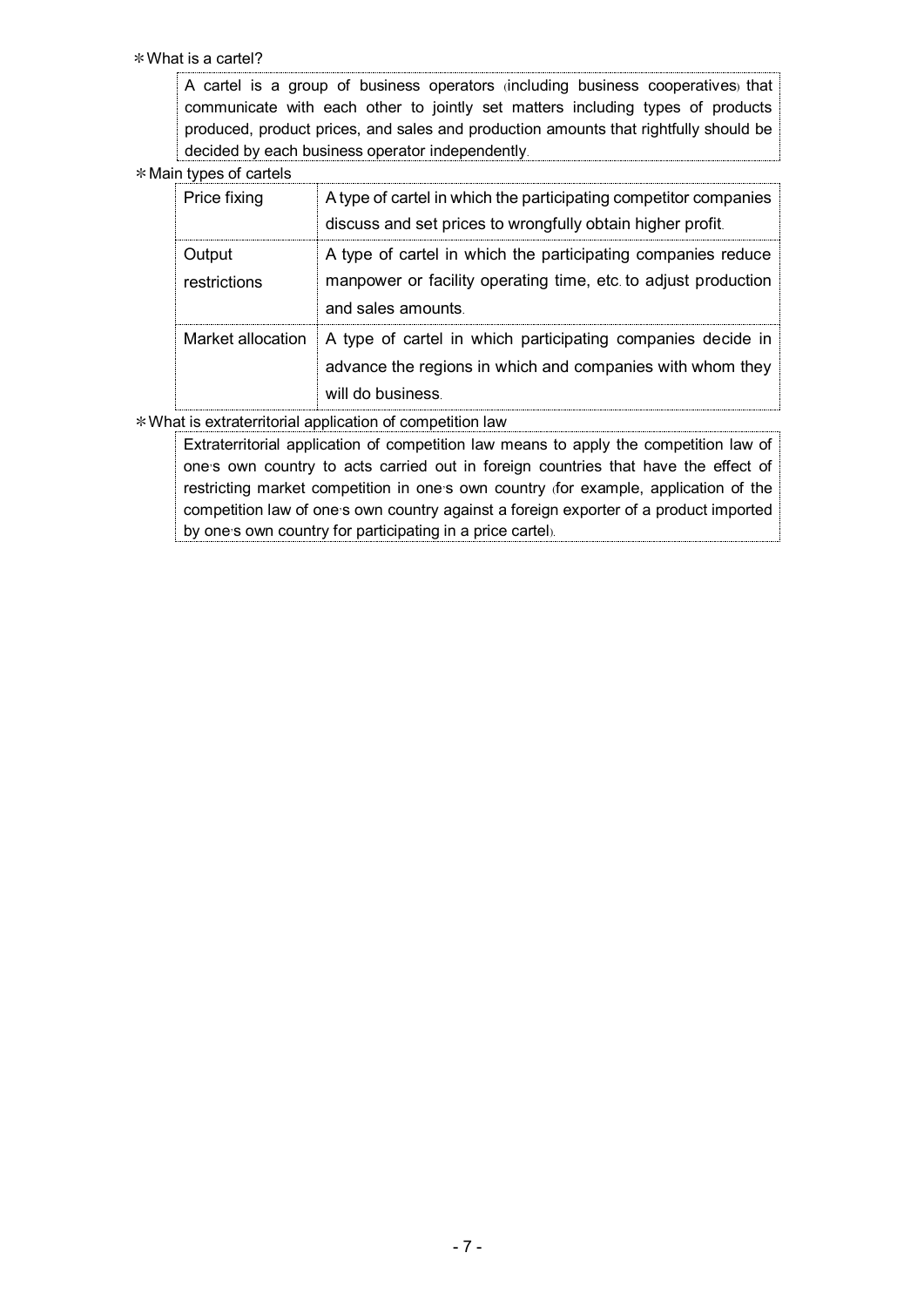＊What is a cartel?

A cartel is a group of business operators (including business cooperatives) that communicate with each other to jointly set matters including types of products produced, product prices, and sales and production amounts that rightfully should be decided by each business operator independently.

＊Main types of cartels

| Price fixing | A type of cartel in which the participating competitor companies discuss and set prices to wrongfully obtain higher profit. |
|---|---|
| Output restrictions | A type of cartel in which the participating companies reduce manpower or facility operating time, etc. to adjust production and sales amounts. |
| Market allocation | A type of cartel in which participating companies decide in advance the regions in which and companies with whom they will do business. |

＊What is extraterritorial application of competition law

Extraterritorial application of competition law means to apply the competition law of one's own country to acts carried out in foreign countries that have the effect of restricting market competition in one's own country (for example, application of the competition law of one's own country against a foreign exporter of a product imported by one's own country for participating in a price cartel).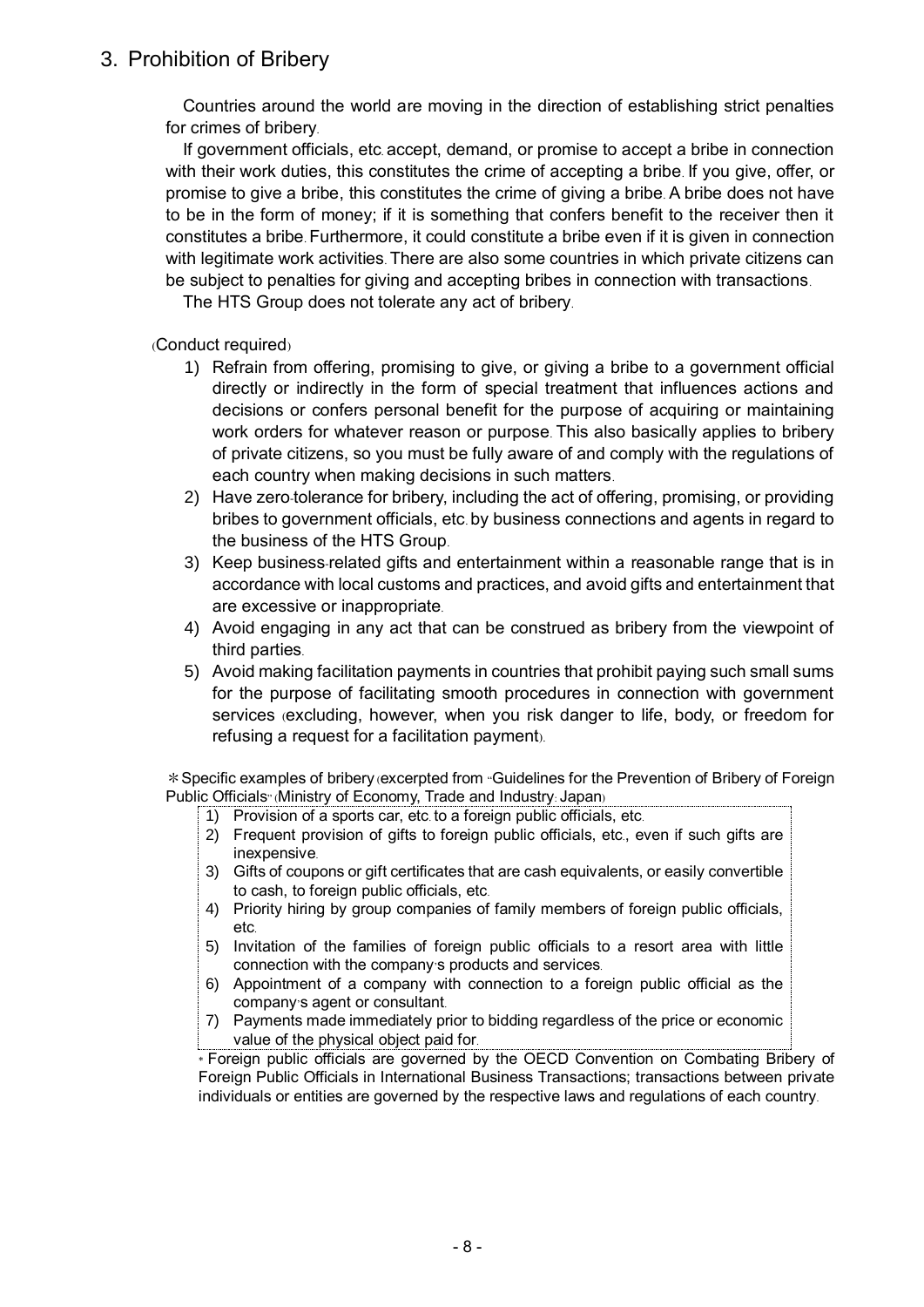## 3. Prohibition of Bribery

Countries around the world are moving in the direction of establishing strict penalties for crimes of bribery.

If government officials, etc. accept, demand, or promise to accept a bribe in connection with their work duties, this constitutes the crime of accepting a bribe. If you give, offer, or promise to give a bribe, this constitutes the crime of giving a bribe. A bribe does not have to be in the form of money; if it is something that confers benefit to the receiver then it constitutes a bribe. Furthermore, it could constitute a bribe even if it is given in connection with legitimate work activities. There are also some countries in which private citizens can be subject to penalties for giving and accepting bribes in connection with transactions.

The HTS Group does not tolerate any act of bribery.

(Conduct required)

1) Refrain from offering, promising to give, or giving a bribe to a government official directly or indirectly in the form of special treatment that influences actions and decisions or confers personal benefit for the purpose of acquiring or maintaining work orders for whatever reason or purpose. This also basically applies to bribery of private citizens, so you must be fully aware of and comply with the regulations of each country when making decisions in such matters.
2) Have zero-tolerance for bribery, including the act of offering, promising, or providing bribes to government officials, etc. by business connections and agents in regard to the business of the HTS Group.
3) Keep business-related gifts and entertainment within a reasonable range that is in accordance with local customs and practices, and avoid gifts and entertainment that are excessive or inappropriate.
4) Avoid engaging in any act that can be construed as bribery from the viewpoint of third parties.
5) Avoid making facilitation payments in countries that prohibit paying such small sums for the purpose of facilitating smooth procedures in connection with government services (excluding, however, when you risk danger to life, body, or freedom for refusing a request for a facilitation payment).

＊Specific examples of bribery (excerpted from "Guidelines for the Prevention of Bribery of Foreign Public Officials" (Ministry of Economy, Trade and Industry: Japan)

1) Provision of a sports car, etc. to a foreign public officials, etc.
2) Frequent provision of gifts to foreign public officials, etc., even if such gifts are inexpensive.
3) Gifts of coupons or gift certificates that are cash equivalents, or easily convertible to cash, to foreign public officials, etc.
4) Priority hiring by group companies of family members of foreign public officials, etc.
5) Invitation of the families of foreign public officials to a resort area with little connection with the company's products and services.
6) Appointment of a company with connection to a foreign public official as the company's agent or consultant.
7) Payments made immediately prior to bidding regardless of the price or economic value of the physical object paid for.

\* Foreign public officials are governed by the OECD Convention on Combating Bribery of Foreign Public Officials in International Business Transactions; transactions between private individuals or entities are governed by the respective laws and regulations of each country.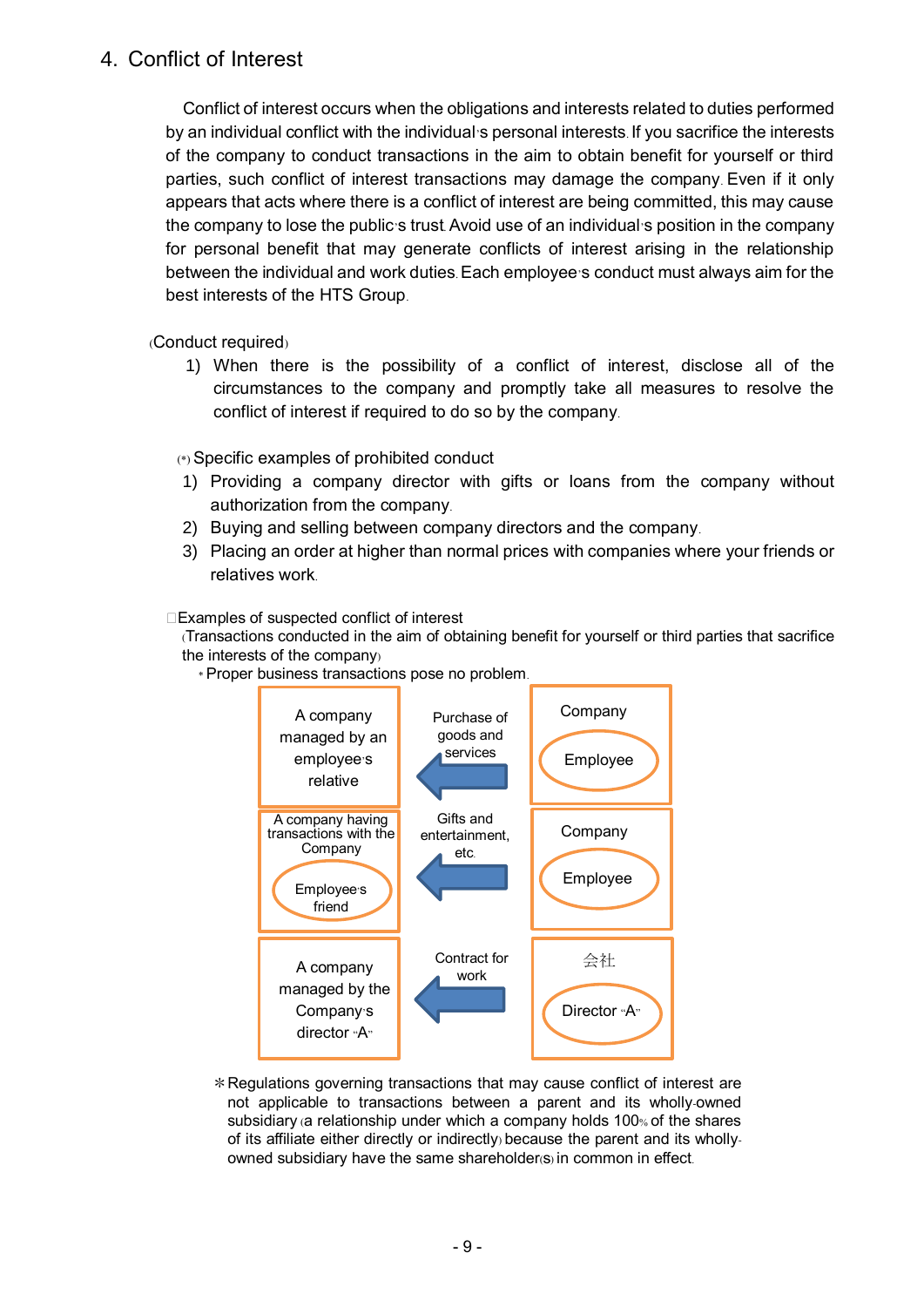## 4. Conflict of Interest

Conflict of interest occurs when the obligations and interests related to duties performed by an individual conflict with the individual's personal interests. If you sacrifice the interests of the company to conduct transactions in the aim to obtain benefit for yourself or third parties, such conflict of interest transactions may damage the company. Even if it only appears that acts where there is a conflict of interest are being committed, this may cause the company to lose the public's trust. Avoid use of an individual's position in the company for personal benefit that may generate conflicts of interest arising in the relationship between the individual and work duties. Each employee's conduct must always aim for the best interests of the HTS Group.

(Conduct required)

1) When there is the possibility of a conflict of interest, disclose all of the circumstances to the company and promptly take all measures to resolve the conflict of interest if required to do so by the company.

(*) Specific examples of prohibited conduct

1) Providing a company director with gifts or loans from the company without authorization from the company.
2) Buying and selling between company directors and the company.
3) Placing an order at higher than normal prices with companies where your friends or relatives work.

□Examples of suspected conflict of interest
(Transactions conducted in the aim of obtaining benefit for yourself or third parties that sacrifice the interests of the company)
* Proper business transactions pose no problem.

| Recipient | Transaction | Company side |
|---|---|---|
| A company managed by an employee's relative | ← Purchase of goods and services | Company / Employee |
| A company having transactions with the Company / Employee's friend | ← Gifts and entertainment, etc. | Company / Employee |
| A company managed by the Company's director "A" | ← Contract for work | 会社 / Director "A" |

＊Regulations governing transactions that may cause conflict of interest are not applicable to transactions between a parent and its wholly-owned subsidiary (a relationship under which a company holds 100% of the shares of its affiliate either directly or indirectly) because the parent and its wholly-owned subsidiary have the same shareholder(s) in common in effect.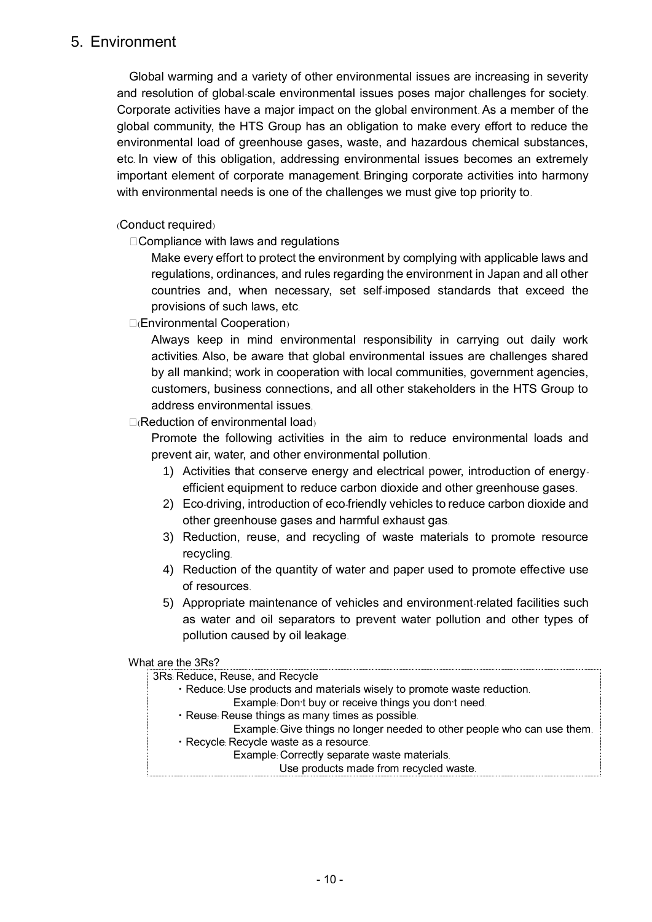## 5. Environment

Global warming and a variety of other environmental issues are increasing in severity and resolution of global-scale environmental issues poses major challenges for society. Corporate activities have a major impact on the global environment. As a member of the global community, the HTS Group has an obligation to make every effort to reduce the environmental load of greenhouse gases, waste, and hazardous chemical substances, etc. In view of this obligation, addressing environmental issues becomes an extremely important element of corporate management. Bringing corporate activities into harmony with environmental needs is one of the challenges we must give top priority to.

(Conduct required)

□Compliance with laws and regulations

Make every effort to protect the environment by complying with applicable laws and regulations, ordinances, and rules regarding the environment in Japan and all other countries and, when necessary, set self-imposed standards that exceed the provisions of such laws, etc.

□(Environmental Cooperation)

Always keep in mind environmental responsibility in carrying out daily work activities. Also, be aware that global environmental issues are challenges shared by all mankind; work in cooperation with local communities, government agencies, customers, business connections, and all other stakeholders in the HTS Group to address environmental issues.

□(Reduction of environmental load)

Promote the following activities in the aim to reduce environmental loads and prevent air, water, and other environmental pollution.

1) Activities that conserve energy and electrical power, introduction of energy-efficient equipment to reduce carbon dioxide and other greenhouse gases.
2) Eco-driving, introduction of eco-friendly vehicles to reduce carbon dioxide and other greenhouse gases and harmful exhaust gas.
3) Reduction, reuse, and recycling of waste materials to promote resource recycling.
4) Reduction of the quantity of water and paper used to promote effective use of resources.
5) Appropriate maintenance of vehicles and environment-related facilities such as water and oil separators to prevent water pollution and other types of pollution caused by oil leakage.

What are the 3Rs?

3Rs: Reduce, Reuse, and Recycle

・Reduce: Use products and materials wisely to promote waste reduction.
  Example: Don't buy or receive things you don't need.
・Reuse: Reuse things as many times as possible.
  Example: Give things no longer needed to other people who can use them.
・Recycle: Recycle waste as a resource.
  Example: Correctly separate waste materials.
  Use products made from recycled waste.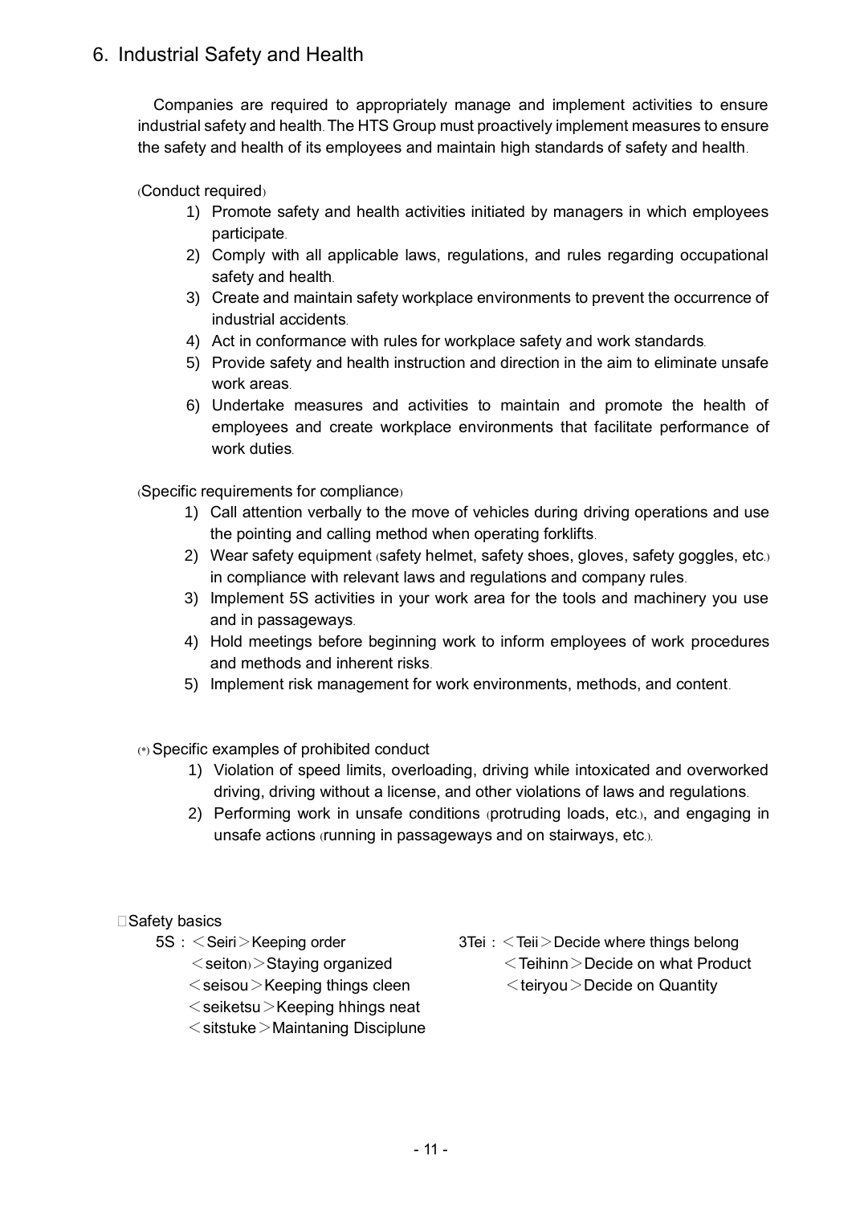## 6. Industrial Safety and Health

Companies are required to appropriately manage and implement activities to ensure industrial safety and health. The HTS Group must proactively implement measures to ensure the safety and health of its employees and maintain high standards of safety and health.

(Conduct required)

1) Promote safety and health activities initiated by managers in which employees participate.
2) Comply with all applicable laws, regulations, and rules regarding occupational safety and health.
3) Create and maintain safety workplace environments to prevent the occurrence of industrial accidents.
4) Act in conformance with rules for workplace safety and work standards.
5) Provide safety and health instruction and direction in the aim to eliminate unsafe work areas.
6) Undertake measures and activities to maintain and promote the health of employees and create workplace environments that facilitate performance of work duties.

(Specific requirements for compliance)

1) Call attention verbally to the move of vehicles during driving operations and use the pointing and calling method when operating forklifts.
2) Wear safety equipment (safety helmet, safety shoes, gloves, safety goggles, etc.) in compliance with relevant laws and regulations and company rules.
3) Implement 5S activities in your work area for the tools and machinery you use and in passageways.
4) Hold meetings before beginning work to inform employees of work procedures and methods and inherent risks.
5) Implement risk management for work environments, methods, and content.

(*) Specific examples of prohibited conduct

1) Violation of speed limits, overloading, driving while intoxicated and overworked driving, driving without a license, and other violations of laws and regulations.
2) Performing work in unsafe conditions (protruding loads, etc.), and engaging in unsafe actions (running in passageways and on stairways, etc.).

□Safety basics

5S：＜Seiri＞Keeping order
＜seiton)＞Staying organized
＜seisou＞Keeping things cleen
＜seiketsu＞Keeping hhings neat
＜sitstuke＞Maintaning Disciplune

3Tei：＜Teii＞Decide where things belong
＜Teihinn＞Decide on what Product
＜teiryou＞Decide on Quantity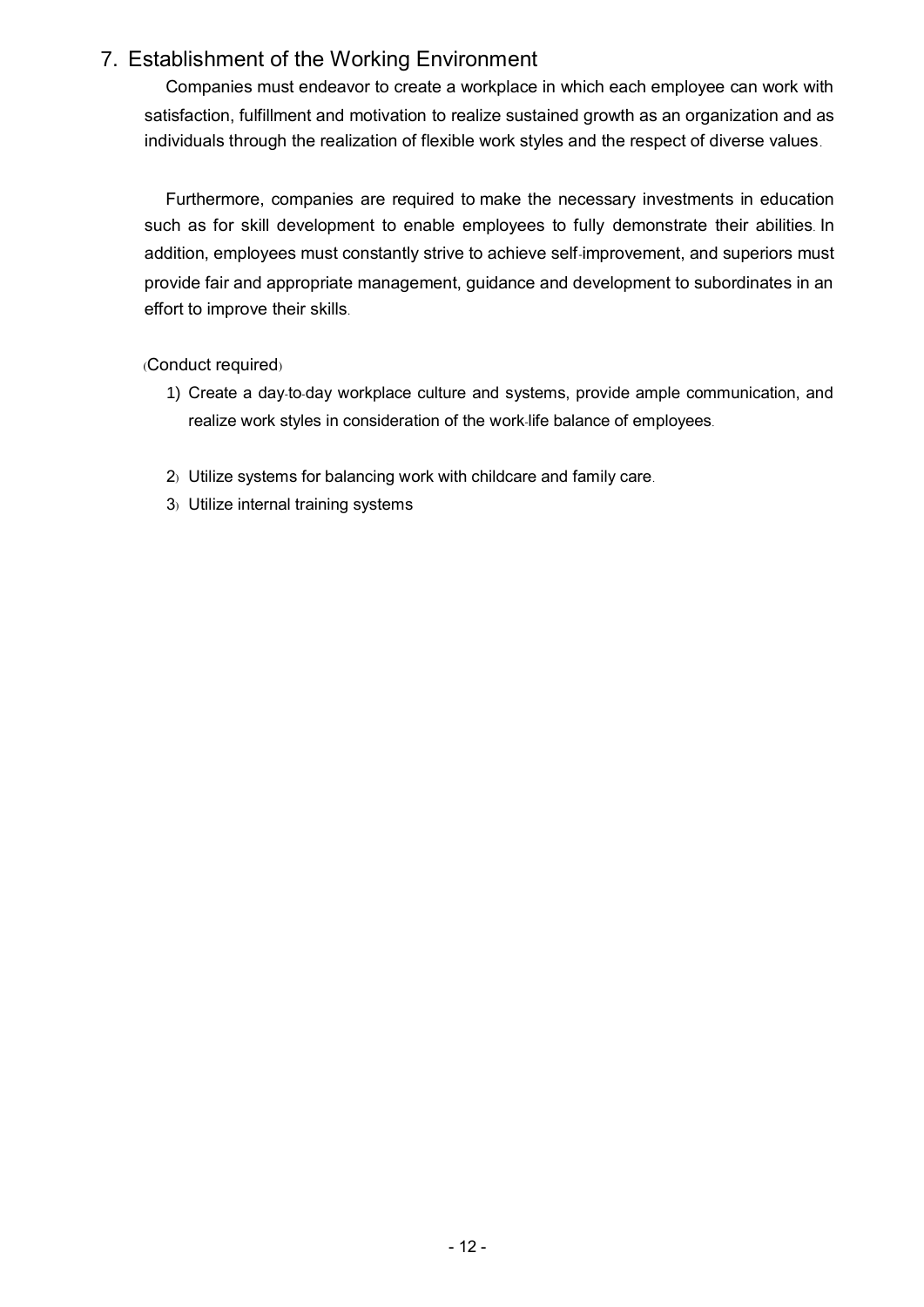## 7. Establishment of the Working Environment

Companies must endeavor to create a workplace in which each employee can work with satisfaction, fulfillment and motivation to realize sustained growth as an organization and as individuals through the realization of flexible work styles and the respect of diverse values.

Furthermore, companies are required to make the necessary investments in education such as for skill development to enable employees to fully demonstrate their abilities. In addition, employees must constantly strive to achieve self-improvement, and superiors must provide fair and appropriate management, guidance and development to subordinates in an effort to improve their skills.

(Conduct required)

1) Create a day-to-day workplace culture and systems, provide ample communication, and realize work styles in consideration of the work-life balance of employees.

2) Utilize systems for balancing work with childcare and family care.

3) Utilize internal training systems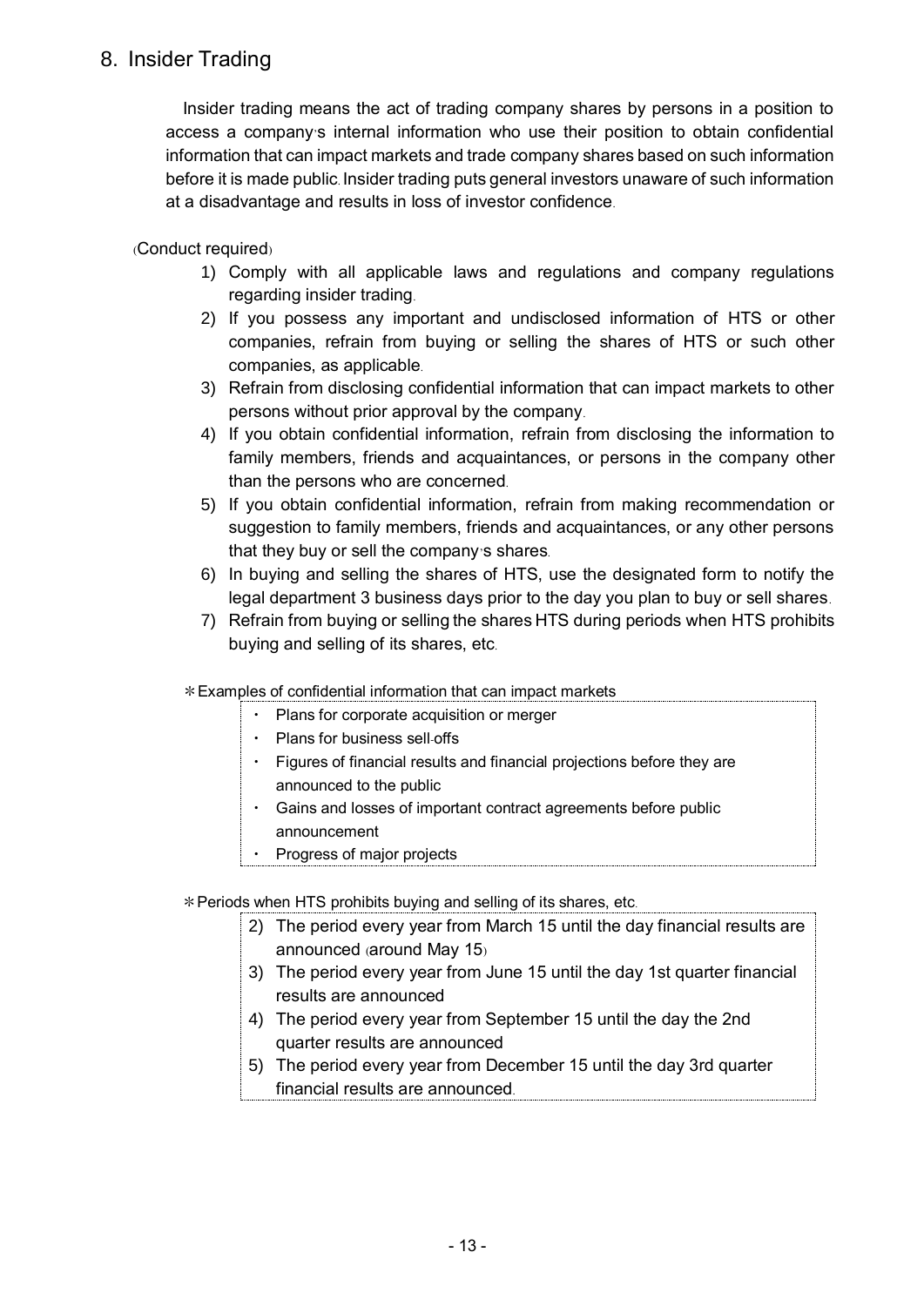## 8. Insider Trading

Insider trading means the act of trading company shares by persons in a position to access a company's internal information who use their position to obtain confidential information that can impact markets and trade company shares based on such information before it is made public. Insider trading puts general investors unaware of such information at a disadvantage and results in loss of investor confidence.

(Conduct required)

1) Comply with all applicable laws and regulations and company regulations regarding insider trading.
2) If you possess any important and undisclosed information of HTS or other companies, refrain from buying or selling the shares of HTS or such other companies, as applicable.
3) Refrain from disclosing confidential information that can impact markets to other persons without prior approval by the company.
4) If you obtain confidential information, refrain from disclosing the information to family members, friends and acquaintances, or persons in the company other than the persons who are concerned.
5) If you obtain confidential information, refrain from making recommendation or suggestion to family members, friends and acquaintances, or any other persons that they buy or sell the company's shares.
6) In buying and selling the shares of HTS, use the designated form to notify the legal department 3 business days prior to the day you plan to buy or sell shares.
7) Refrain from buying or selling the shares HTS during periods when HTS prohibits buying and selling of its shares, etc.

＊Examples of confidential information that can impact markets

- Plans for corporate acquisition or merger
- Plans for business sell-offs
- Figures of financial results and financial projections before they are announced to the public
- Gains and losses of important contract agreements before public announcement
- Progress of major projects

＊Periods when HTS prohibits buying and selling of its shares, etc.

2) The period every year from March 15 until the day financial results are announced (around May 15)
3) The period every year from June 15 until the day 1st quarter financial results are announced
4) The period every year from September 15 until the day the 2nd quarter results are announced
5) The period every year from December 15 until the day 3rd quarter financial results are announced.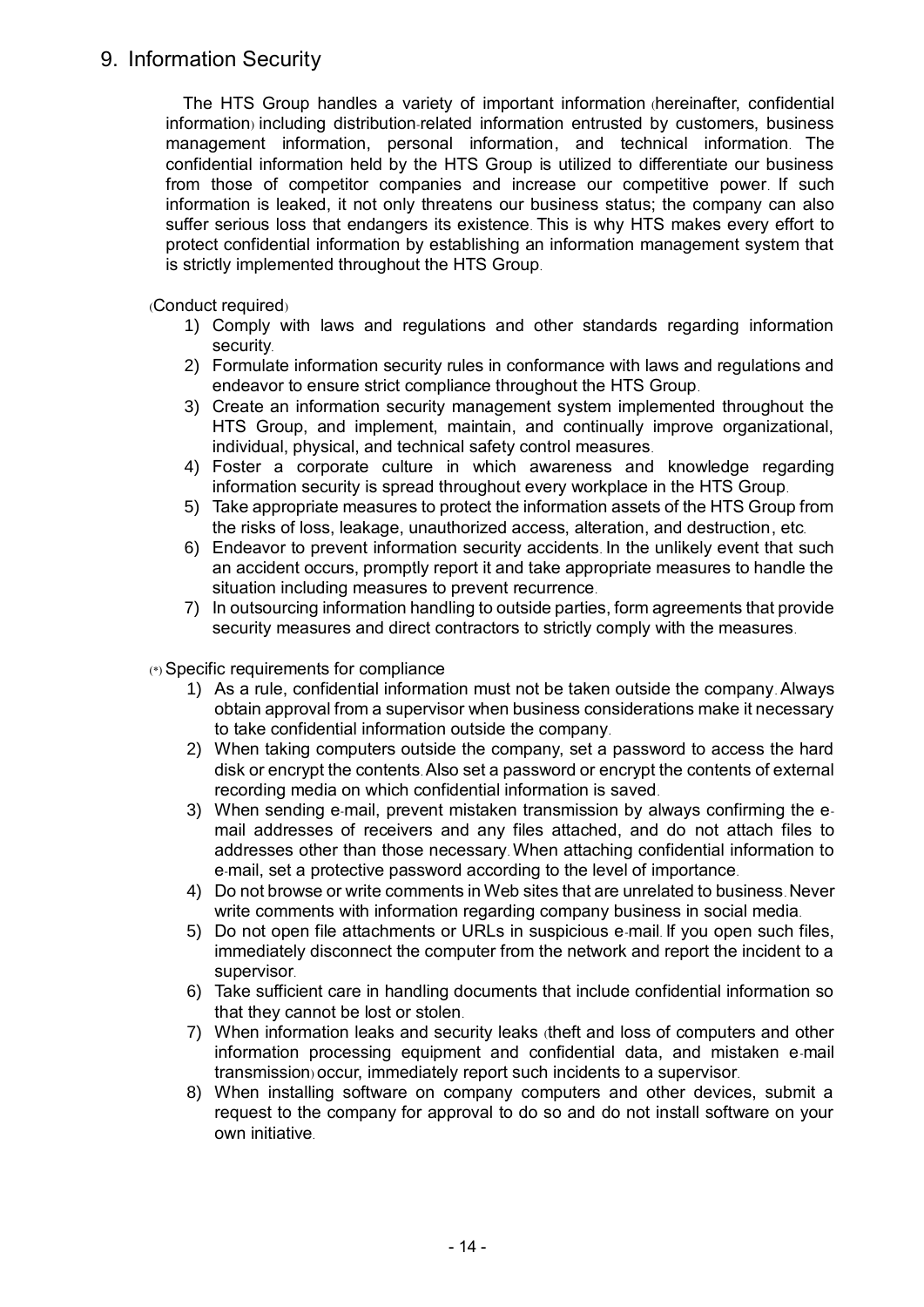## 9. Information Security

The HTS Group handles a variety of important information (hereinafter, confidential information) including distribution-related information entrusted by customers, business management information, personal information, and technical information. The confidential information held by the HTS Group is utilized to differentiate our business from those of competitor companies and increase our competitive power. If such information is leaked, it not only threatens our business status; the company can also suffer serious loss that endangers its existence. This is why HTS makes every effort to protect confidential information by establishing an information management system that is strictly implemented throughout the HTS Group.

(Conduct required)

1) Comply with laws and regulations and other standards regarding information security.
2) Formulate information security rules in conformance with laws and regulations and endeavor to ensure strict compliance throughout the HTS Group.
3) Create an information security management system implemented throughout the HTS Group, and implement, maintain, and continually improve organizational, individual, physical, and technical safety control measures.
4) Foster a corporate culture in which awareness and knowledge regarding information security is spread throughout every workplace in the HTS Group.
5) Take appropriate measures to protect the information assets of the HTS Group from the risks of loss, leakage, unauthorized access, alteration, and destruction, etc.
6) Endeavor to prevent information security accidents. In the unlikely event that such an accident occurs, promptly report it and take appropriate measures to handle the situation including measures to prevent recurrence.
7) In outsourcing information handling to outside parties, form agreements that provide security measures and direct contractors to strictly comply with the measures.

(*) Specific requirements for compliance

1) As a rule, confidential information must not be taken outside the company. Always obtain approval from a supervisor when business considerations make it necessary to take confidential information outside the company.
2) When taking computers outside the company, set a password to access the hard disk or encrypt the contents. Also set a password or encrypt the contents of external recording media on which confidential information is saved.
3) When sending e-mail, prevent mistaken transmission by always confirming the e-mail addresses of receivers and any files attached, and do not attach files to addresses other than those necessary. When attaching confidential information to e-mail, set a protective password according to the level of importance.
4) Do not browse or write comments in Web sites that are unrelated to business. Never write comments with information regarding company business in social media.
5) Do not open file attachments or URLs in suspicious e-mail. If you open such files, immediately disconnect the computer from the network and report the incident to a supervisor.
6) Take sufficient care in handling documents that include confidential information so that they cannot be lost or stolen.
7) When information leaks and security leaks (theft and loss of computers and other information processing equipment and confidential data, and mistaken e-mail transmission) occur, immediately report such incidents to a supervisor.
8) When installing software on company computers and other devices, submit a request to the company for approval to do so and do not install software on your own initiative.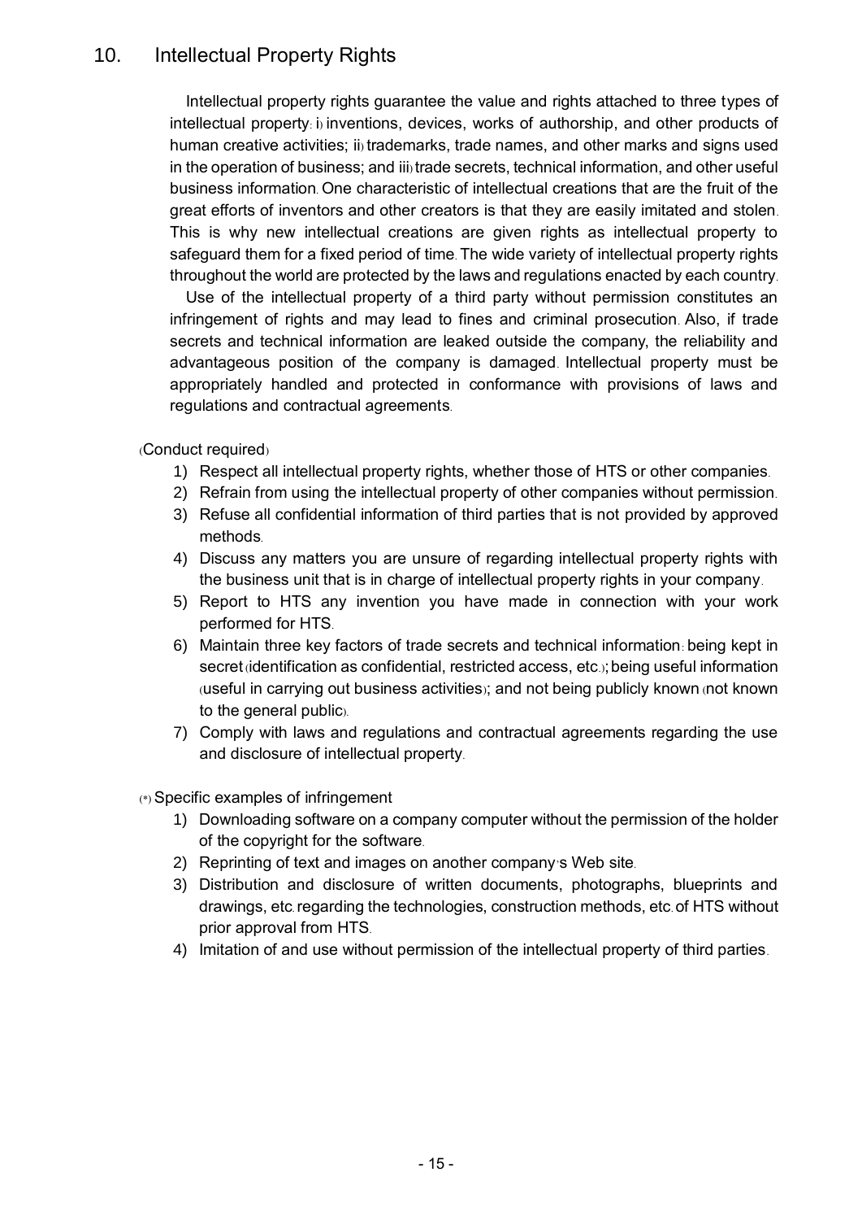## 10. Intellectual Property Rights

Intellectual property rights guarantee the value and rights attached to three types of intellectual property: i) inventions, devices, works of authorship, and other products of human creative activities; ii) trademarks, trade names, and other marks and signs used in the operation of business; and iii) trade secrets, technical information, and other useful business information. One characteristic of intellectual creations that are the fruit of the great efforts of inventors and other creators is that they are easily imitated and stolen. This is why new intellectual creations are given rights as intellectual property to safeguard them for a fixed period of time. The wide variety of intellectual property rights throughout the world are protected by the laws and regulations enacted by each country.

Use of the intellectual property of a third party without permission constitutes an infringement of rights and may lead to fines and criminal prosecution. Also, if trade secrets and technical information are leaked outside the company, the reliability and advantageous position of the company is damaged. Intellectual property must be appropriately handled and protected in conformance with provisions of laws and regulations and contractual agreements.

(Conduct required)

1) Respect all intellectual property rights, whether those of HTS or other companies.
2) Refrain from using the intellectual property of other companies without permission.
3) Refuse all confidential information of third parties that is not provided by approved methods.
4) Discuss any matters you are unsure of regarding intellectual property rights with the business unit that is in charge of intellectual property rights in your company.
5) Report to HTS any invention you have made in connection with your work performed for HTS.
6) Maintain three key factors of trade secrets and technical information: being kept in secret (identification as confidential, restricted access, etc.); being useful information (useful in carrying out business activities); and not being publicly known (not known to the general public).
7) Comply with laws and regulations and contractual agreements regarding the use and disclosure of intellectual property.

(*) Specific examples of infringement

1) Downloading software on a company computer without the permission of the holder of the copyright for the software.
2) Reprinting of text and images on another company's Web site.
3) Distribution and disclosure of written documents, photographs, blueprints and drawings, etc. regarding the technologies, construction methods, etc. of HTS without prior approval from HTS.
4) Imitation of and use without permission of the intellectual property of third parties.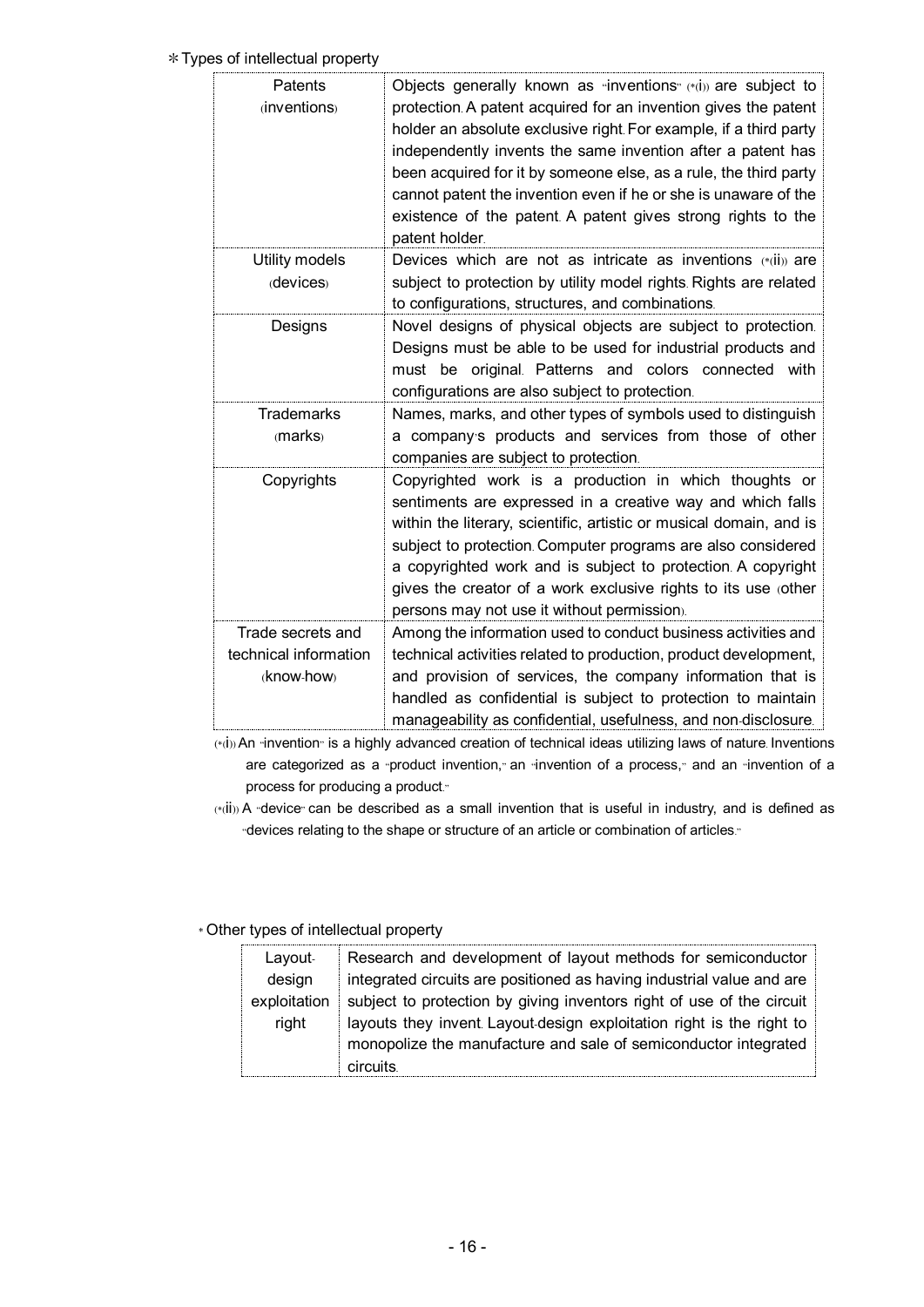＊Types of intellectual property

| | |
|---|---|
| Patents (inventions) | Objects generally known as "inventions" (*(i)) are subject to protection. A patent acquired for an invention gives the patent holder an absolute exclusive right. For example, if a third party independently invents the same invention after a patent has been acquired for it by someone else, as a rule, the third party cannot patent the invention even if he or she is unaware of the existence of the patent. A patent gives strong rights to the patent holder. |
| Utility models (devices) | Devices which are not as intricate as inventions (*(ii)) are subject to protection by utility model rights. Rights are related to configurations, structures, and combinations. |
| Designs | Novel designs of physical objects are subject to protection. Designs must be able to be used for industrial products and must be original. Patterns and colors connected with configurations are also subject to protection. |
| Trademarks (marks) | Names, marks, and other types of symbols used to distinguish a company's products and services from those of other companies are subject to protection. |
| Copyrights | Copyrighted work is a production in which thoughts or sentiments are expressed in a creative way and which falls within the literary, scientific, artistic or musical domain, and is subject to protection. Computer programs are also considered a copyrighted work and is subject to protection. A copyright gives the creator of a work exclusive rights to its use (other persons may not use it without permission). |
| Trade secrets and technical information (know-how) | Among the information used to conduct business activities and technical activities related to production, product development, and provision of services, the company information that is handled as confidential is subject to protection to maintain manageability as confidential, usefulness, and non-disclosure. |

(*(i)) An "invention" is a highly advanced creation of technical ideas utilizing laws of nature. Inventions are categorized as a "product invention," an "invention of a process," and an "invention of a process for producing a product."

(*(ii)) A "device" can be described as a small invention that is useful in industry, and is defined as "devices relating to the shape or structure of an article or combination of articles."

＊Other types of intellectual property

| | |
|---|---|
| Layout-design exploitation right | Research and development of layout methods for semiconductor integrated circuits are positioned as having industrial value and are subject to protection by giving inventors right of use of the circuit layouts they invent. Layout-design exploitation right is the right to monopolize the manufacture and sale of semiconductor integrated circuits. |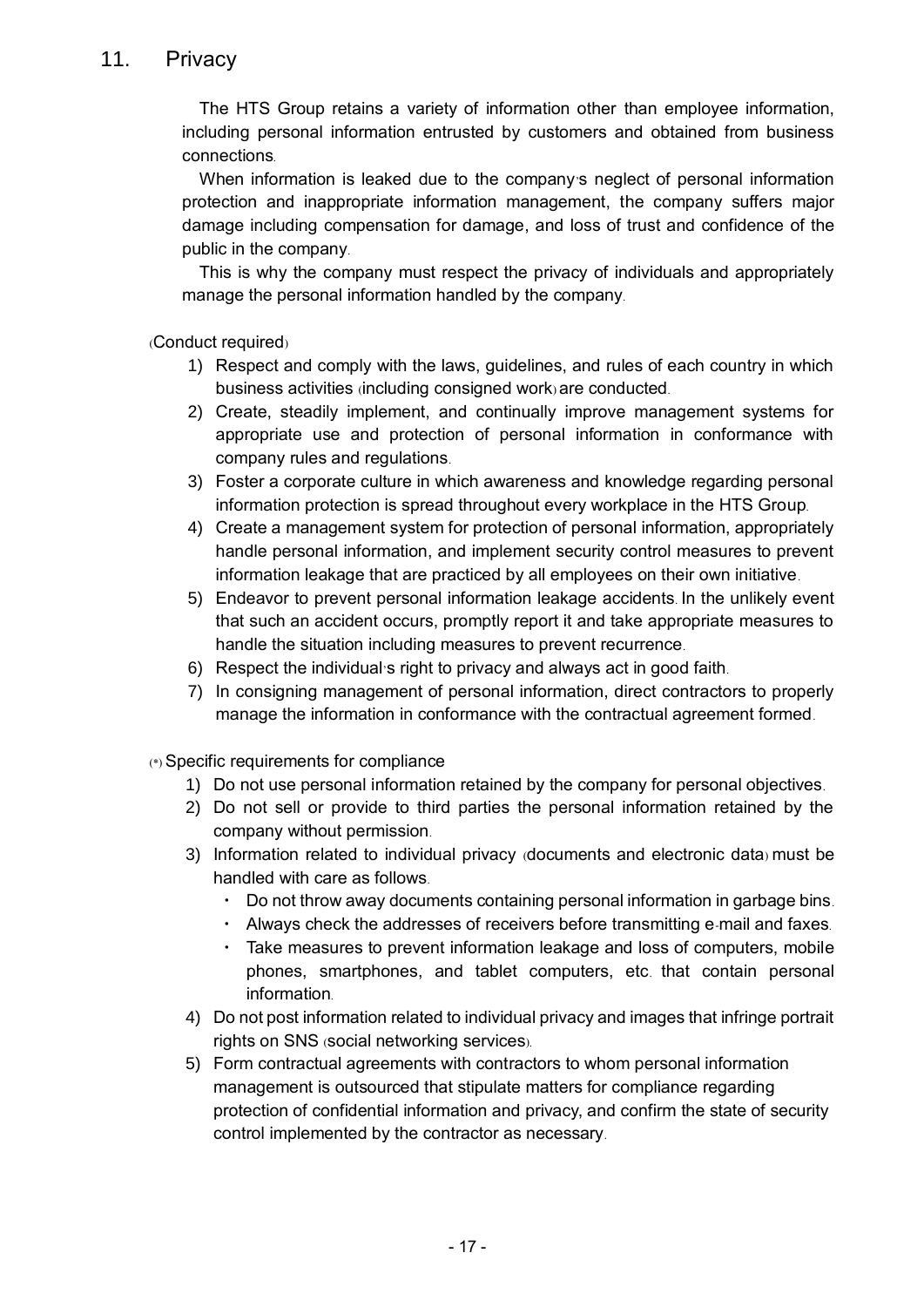## 11. Privacy

The HTS Group retains a variety of information other than employee information, including personal information entrusted by customers and obtained from business connections.

When information is leaked due to the company's neglect of personal information protection and inappropriate information management, the company suffers major damage including compensation for damage, and loss of trust and confidence of the public in the company.

This is why the company must respect the privacy of individuals and appropriately manage the personal information handled by the company.

(Conduct required)

1) Respect and comply with the laws, guidelines, and rules of each country in which business activities (including consigned work) are conducted.
2) Create, steadily implement, and continually improve management systems for appropriate use and protection of personal information in conformance with company rules and regulations.
3) Foster a corporate culture in which awareness and knowledge regarding personal information protection is spread throughout every workplace in the HTS Group.
4) Create a management system for protection of personal information, appropriately handle personal information, and implement security control measures to prevent information leakage that are practiced by all employees on their own initiative.
5) Endeavor to prevent personal information leakage accidents. In the unlikely event that such an accident occurs, promptly report it and take appropriate measures to handle the situation including measures to prevent recurrence.
6) Respect the individual's right to privacy and always act in good faith.
7) In consigning management of personal information, direct contractors to properly manage the information in conformance with the contractual agreement formed.

(*) Specific requirements for compliance

1) Do not use personal information retained by the company for personal objectives.
2) Do not sell or provide to third parties the personal information retained by the company without permission.
3) Information related to individual privacy (documents and electronic data) must be handled with care as follows.
   - Do not throw away documents containing personal information in garbage bins.
   - Always check the addresses of receivers before transmitting e-mail and faxes.
   - Take measures to prevent information leakage and loss of computers, mobile phones, smartphones, and tablet computers, etc. that contain personal information.
4) Do not post information related to individual privacy and images that infringe portrait rights on SNS (social networking services).
5) Form contractual agreements with contractors to whom personal information management is outsourced that stipulate matters for compliance regarding protection of confidential information and privacy, and confirm the state of security control implemented by the contractor as necessary.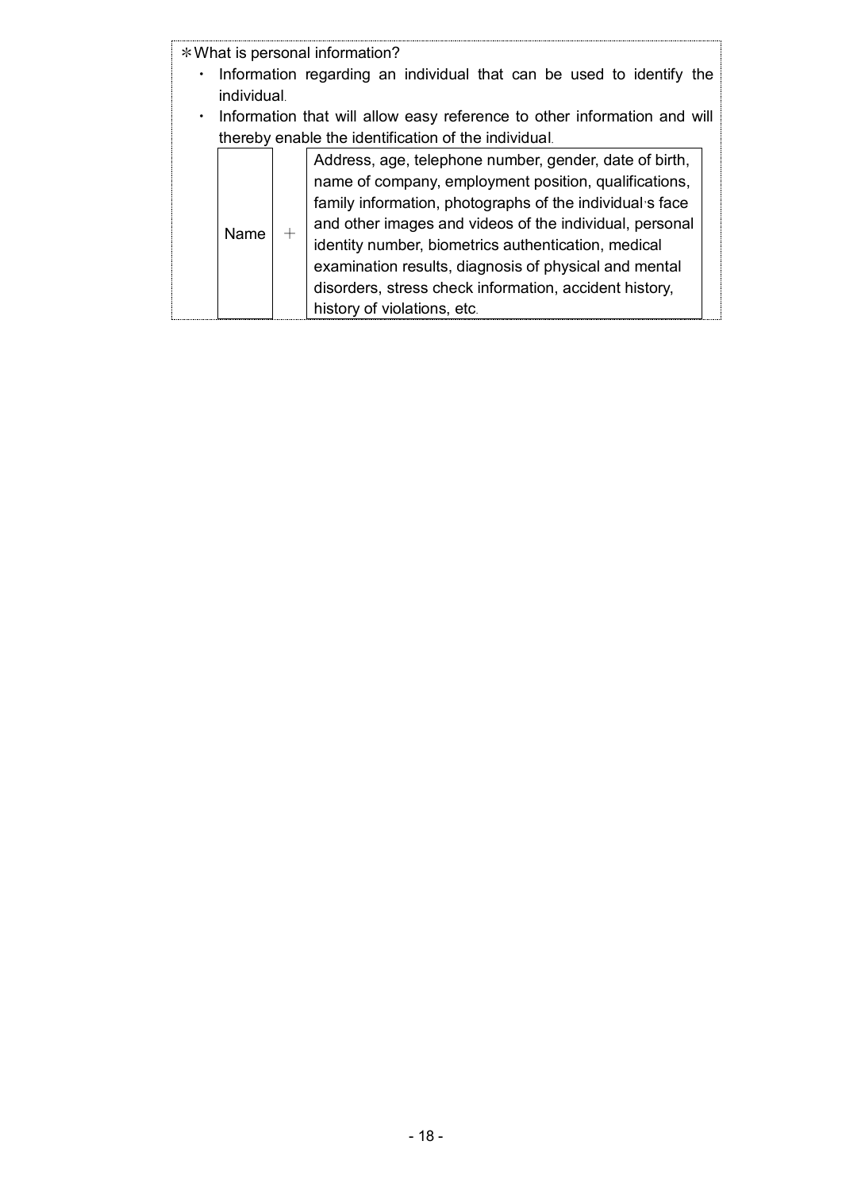＊What is personal information?

・ Information regarding an individual that can be used to identify the individual.
・ Information that will allow easy reference to other information and will thereby enable the identification of the individual.

| Name | ＋ | Address, age, telephone number, gender, date of birth, name of company, employment position, qualifications, family information, photographs of the individual's face and other images and videos of the individual, personal identity number, biometrics authentication, medical examination results, diagnosis of physical and mental disorders, stress check information, accident history, history of violations, etc. |
|---|---|---|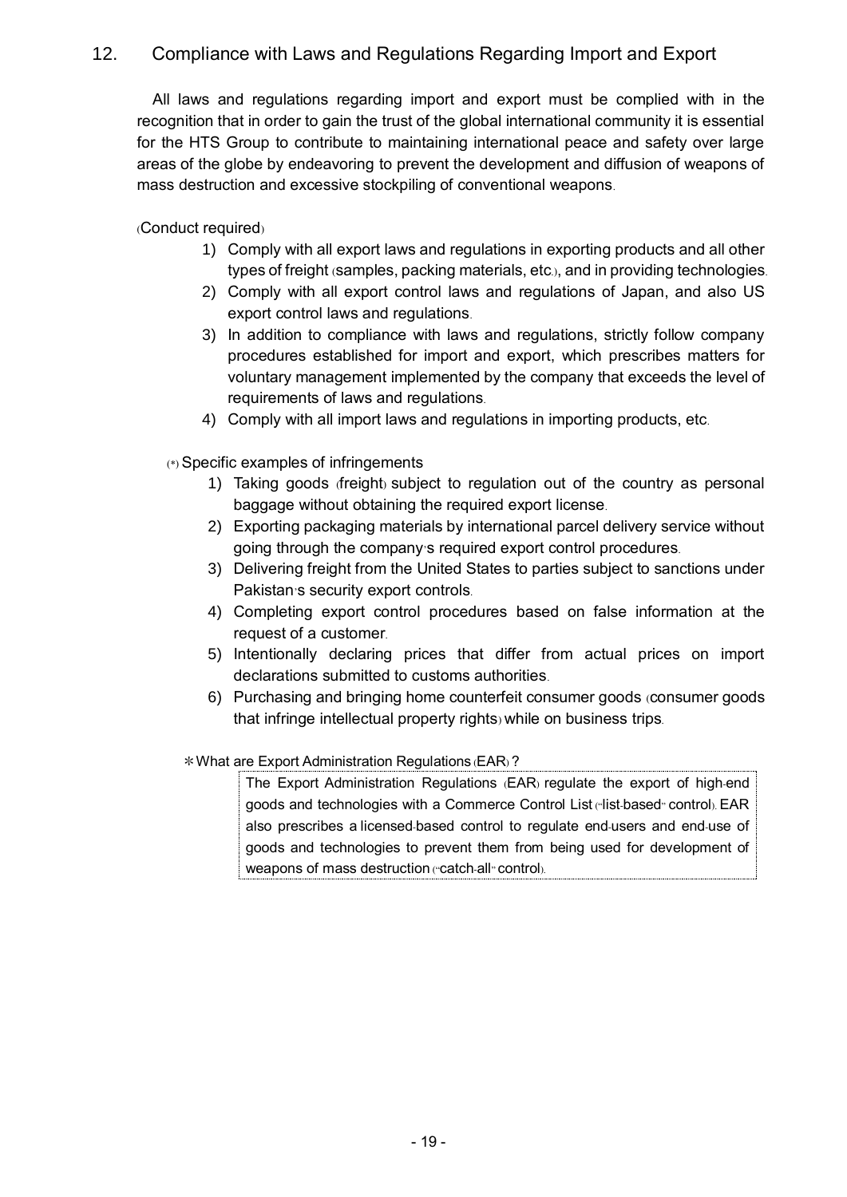## 12. Compliance with Laws and Regulations Regarding Import and Export

All laws and regulations regarding import and export must be complied with in the recognition that in order to gain the trust of the global international community it is essential for the HTS Group to contribute to maintaining international peace and safety over large areas of the globe by endeavoring to prevent the development and diffusion of weapons of mass destruction and excessive stockpiling of conventional weapons.

(Conduct required)

1) Comply with all export laws and regulations in exporting products and all other types of freight (samples, packing materials, etc.), and in providing technologies.
2) Comply with all export control laws and regulations of Japan, and also US export control laws and regulations.
3) In addition to compliance with laws and regulations, strictly follow company procedures established for import and export, which prescribes matters for voluntary management implemented by the company that exceeds the level of requirements of laws and regulations.
4) Comply with all import laws and regulations in importing products, etc.

(*) Specific examples of infringements

1) Taking goods (freight) subject to regulation out of the country as personal baggage without obtaining the required export license.
2) Exporting packaging materials by international parcel delivery service without going through the company's required export control procedures.
3) Delivering freight from the United States to parties subject to sanctions under Pakistan's security export controls.
4) Completing export control procedures based on false information at the request of a customer.
5) Intentionally declaring prices that differ from actual prices on import declarations submitted to customs authorities.
6) Purchasing and bringing home counterfeit consumer goods (consumer goods that infringe intellectual property rights) while on business trips.

＊What are Export Administration Regulations (EAR)?

> The Export Administration Regulations (EAR) regulate the export of high-end goods and technologies with a Commerce Control List ("list-based" control). EAR also prescribes a licensed-based control to regulate end-users and end-use of goods and technologies to prevent them from being used for development of weapons of mass destruction ("catch-all" control).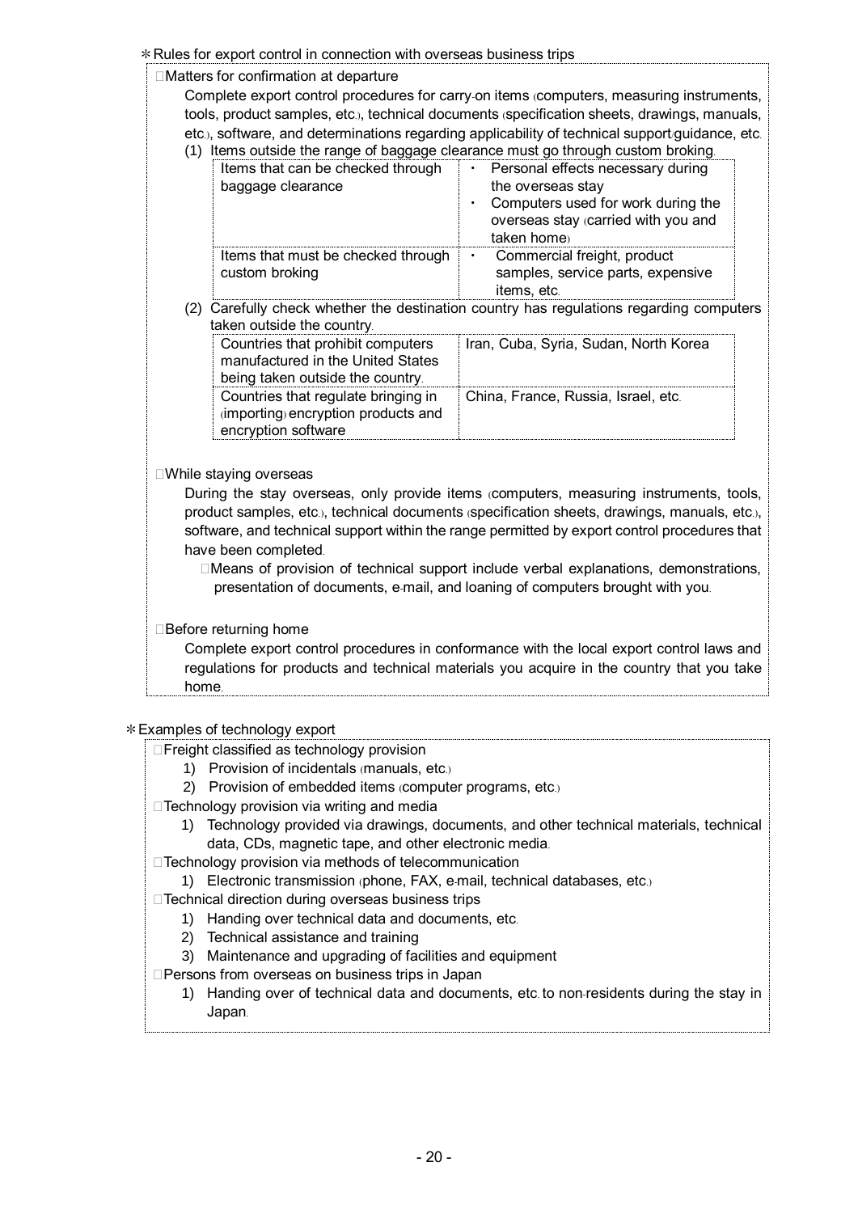＊Rules for export control in connection with overseas business trips

□Matters for confirmation at departure

Complete export control procedures for carry-on items (computers, measuring instruments, tools, product samples, etc.), technical documents (specification sheets, drawings, manuals, etc.), software, and determinations regarding applicability of technical support/guidance, etc.

(1) Items outside the range of baggage clearance must go through custom broking.

| | |
|---|---|
| Items that can be checked through baggage clearance | ・ Personal effects necessary during the overseas stay<br>・ Computers used for work during the overseas stay (carried with you and taken home) |
| Items that must be checked through custom broking | ・ Commercial freight, product samples, service parts, expensive items, etc. |

(2) Carefully check whether the destination country has regulations regarding computers taken outside the country.

| | |
|---|---|
| Countries that prohibit computers manufactured in the United States being taken outside the country. | Iran, Cuba, Syria, Sudan, North Korea |
| Countries that regulate bringing in (importing) encryption products and encryption software | China, France, Russia, Israel, etc. |

□While staying overseas

During the stay overseas, only provide items (computers, measuring instruments, tools, product samples, etc.), technical documents (specification sheets, drawings, manuals, etc.), software, and technical support within the range permitted by export control procedures that have been completed.

□Means of provision of technical support include verbal explanations, demonstrations, presentation of documents, e-mail, and loaning of computers brought with you.

□Before returning home

Complete export control procedures in conformance with the local export control laws and regulations for products and technical materials you acquire in the country that you take home.

＊Examples of technology export

□Freight classified as technology provision

1) Provision of incidentals (manuals, etc.)
2) Provision of embedded items (computer programs, etc.)

□Technology provision via writing and media

1) Technology provided via drawings, documents, and other technical materials, technical data, CDs, magnetic tape, and other electronic media.

□Technology provision via methods of telecommunication

1) Electronic transmission (phone, FAX, e-mail, technical databases, etc.)

□Technical direction during overseas business trips

1) Handing over technical data and documents, etc.
2) Technical assistance and training
3) Maintenance and upgrading of facilities and equipment

□Persons from overseas on business trips in Japan

1) Handing over of technical data and documents, etc. to non-residents during the stay in Japan.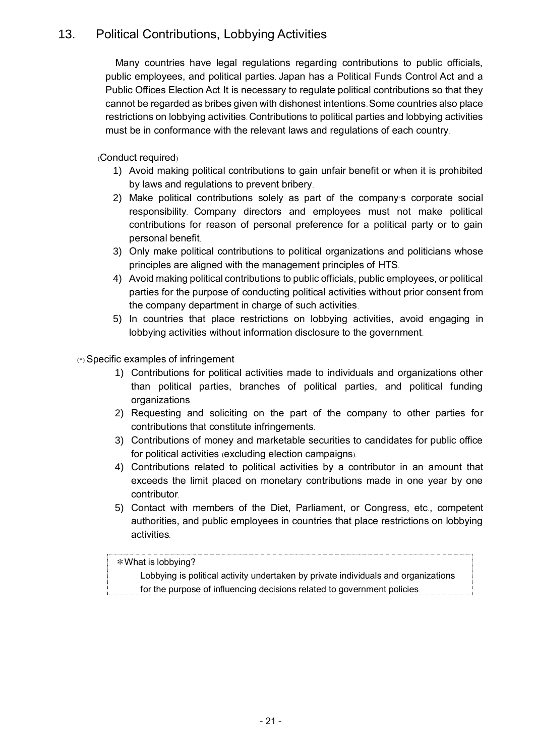## 13. Political Contributions, Lobbying Activities

Many countries have legal regulations regarding contributions to public officials, public employees, and political parties. Japan has a Political Funds Control Act and a Public Offices Election Act. It is necessary to regulate political contributions so that they cannot be regarded as bribes given with dishonest intentions. Some countries also place restrictions on lobbying activities. Contributions to political parties and lobbying activities must be in conformance with the relevant laws and regulations of each country.

(Conduct required)

1) Avoid making political contributions to gain unfair benefit or when it is prohibited by laws and regulations to prevent bribery.
2) Make political contributions solely as part of the company's corporate social responsibility. Company directors and employees must not make political contributions for reason of personal preference for a political party or to gain personal benefit.
3) Only make political contributions to political organizations and politicians whose principles are aligned with the management principles of HTS.
4) Avoid making political contributions to public officials, public employees, or political parties for the purpose of conducting political activities without prior consent from the company department in charge of such activities.
5) In countries that place restrictions on lobbying activities, avoid engaging in lobbying activities without information disclosure to the government.

(*) Specific examples of infringement

1) Contributions for political activities made to individuals and organizations other than political parties, branches of political parties, and political funding organizations.
2) Requesting and soliciting on the part of the company to other parties for contributions that constitute infringements.
3) Contributions of money and marketable securities to candidates for public office for political activities (excluding election campaigns).
4) Contributions related to political activities by a contributor in an amount that exceeds the limit placed on monetary contributions made in one year by one contributor.
5) Contact with members of the Diet, Parliament, or Congress, etc., competent authorities, and public employees in countries that place restrictions on lobbying activities.

＊What is lobbying?

Lobbying is political activity undertaken by private individuals and organizations for the purpose of influencing decisions related to government policies.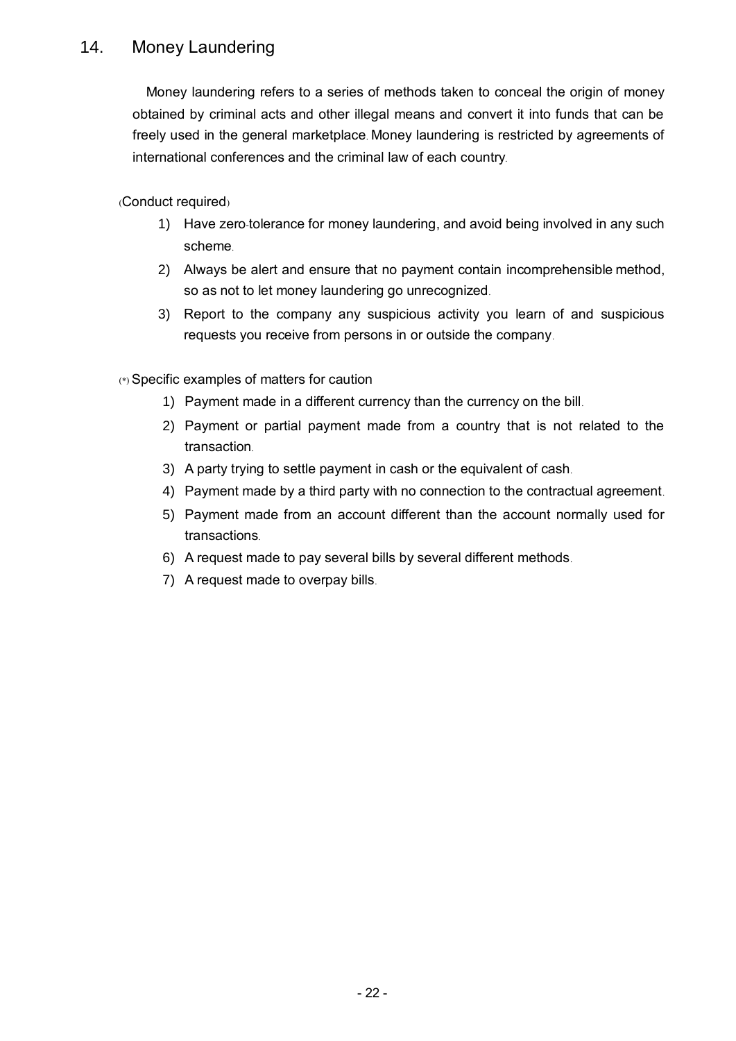## 14. Money Laundering

Money laundering refers to a series of methods taken to conceal the origin of money obtained by criminal acts and other illegal means and convert it into funds that can be freely used in the general marketplace. Money laundering is restricted by agreements of international conferences and the criminal law of each country.

(Conduct required)

1) Have zero-tolerance for money laundering, and avoid being involved in any such scheme.
2) Always be alert and ensure that no payment contain incomprehensible method, so as not to let money laundering go unrecognized.
3) Report to the company any suspicious activity you learn of and suspicious requests you receive from persons in or outside the company.

(*) Specific examples of matters for caution

1) Payment made in a different currency than the currency on the bill.
2) Payment or partial payment made from a country that is not related to the transaction.
3) A party trying to settle payment in cash or the equivalent of cash.
4) Payment made by a third party with no connection to the contractual agreement.
5) Payment made from an account different than the account normally used for transactions.
6) A request made to pay several bills by several different methods.
7) A request made to overpay bills.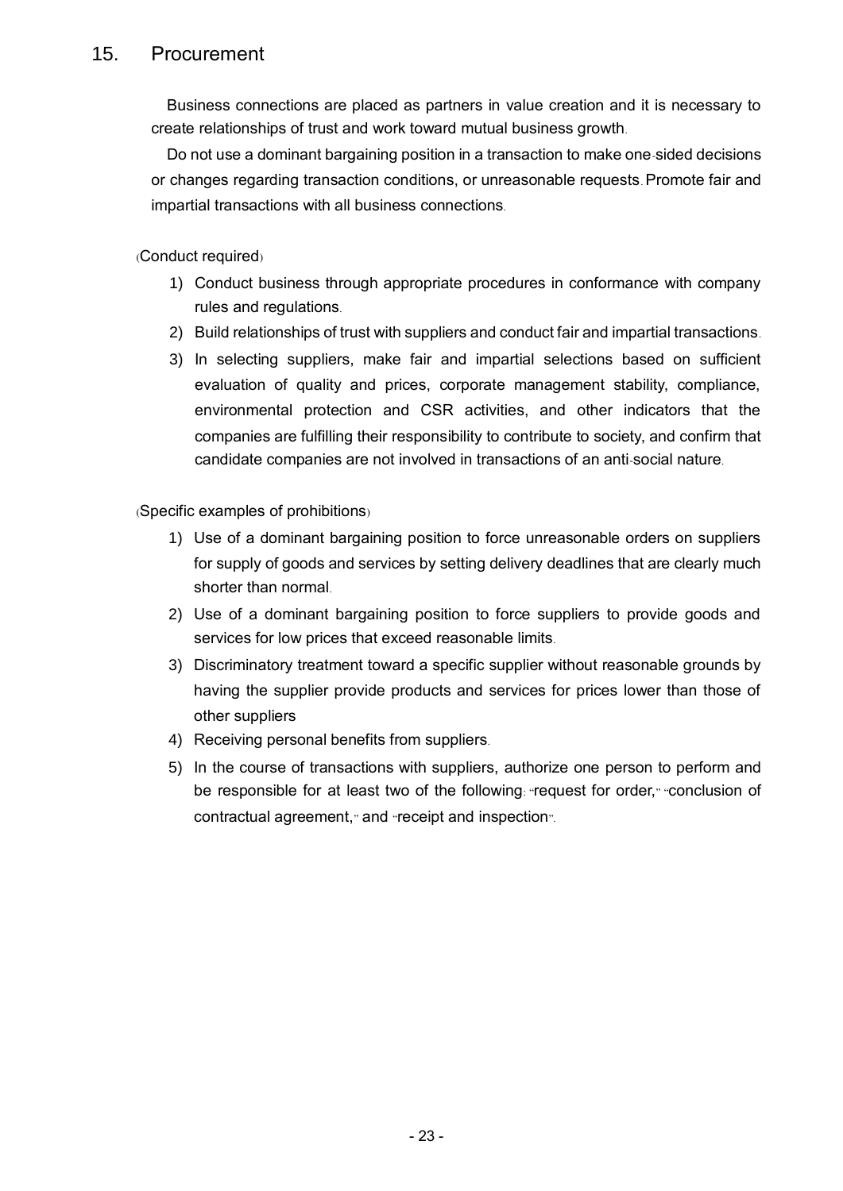## 15. Procurement

Business connections are placed as partners in value creation and it is necessary to create relationships of trust and work toward mutual business growth.

Do not use a dominant bargaining position in a transaction to make one-sided decisions or changes regarding transaction conditions, or unreasonable requests. Promote fair and impartial transactions with all business connections.

(Conduct required)

1) Conduct business through appropriate procedures in conformance with company rules and regulations.
2) Build relationships of trust with suppliers and conduct fair and impartial transactions.
3) In selecting suppliers, make fair and impartial selections based on sufficient evaluation of quality and prices, corporate management stability, compliance, environmental protection and CSR activities, and other indicators that the companies are fulfilling their responsibility to contribute to society, and confirm that candidate companies are not involved in transactions of an anti-social nature.

(Specific examples of prohibitions)

1) Use of a dominant bargaining position to force unreasonable orders on suppliers for supply of goods and services by setting delivery deadlines that are clearly much shorter than normal.
2) Use of a dominant bargaining position to force suppliers to provide goods and services for low prices that exceed reasonable limits.
3) Discriminatory treatment toward a specific supplier without reasonable grounds by having the supplier provide products and services for prices lower than those of other suppliers
4) Receiving personal benefits from suppliers.
5) In the course of transactions with suppliers, authorize one person to perform and be responsible for at least two of the following: "request for order," "conclusion of contractual agreement," and "receipt and inspection".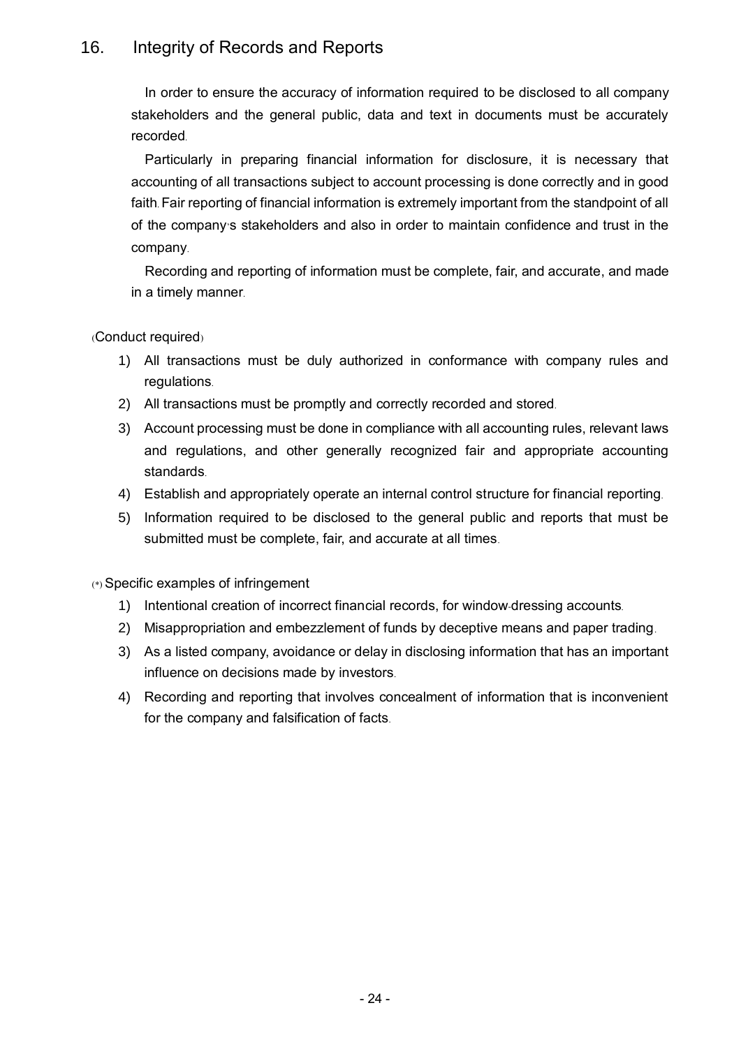## 16. Integrity of Records and Reports

In order to ensure the accuracy of information required to be disclosed to all company stakeholders and the general public, data and text in documents must be accurately recorded.

Particularly in preparing financial information for disclosure, it is necessary that accounting of all transactions subject to account processing is done correctly and in good faith. Fair reporting of financial information is extremely important from the standpoint of all of the company's stakeholders and also in order to maintain confidence and trust in the company.

Recording and reporting of information must be complete, fair, and accurate, and made in a timely manner.

(Conduct required)

1) All transactions must be duly authorized in conformance with company rules and regulations.
2) All transactions must be promptly and correctly recorded and stored.
3) Account processing must be done in compliance with all accounting rules, relevant laws and regulations, and other generally recognized fair and appropriate accounting standards.
4) Establish and appropriately operate an internal control structure for financial reporting.
5) Information required to be disclosed to the general public and reports that must be submitted must be complete, fair, and accurate at all times.

(*) Specific examples of infringement

1) Intentional creation of incorrect financial records, for window-dressing accounts.
2) Misappropriation and embezzlement of funds by deceptive means and paper trading.
3) As a listed company, avoidance or delay in disclosing information that has an important influence on decisions made by investors.
4) Recording and reporting that involves concealment of information that is inconvenient for the company and falsification of facts.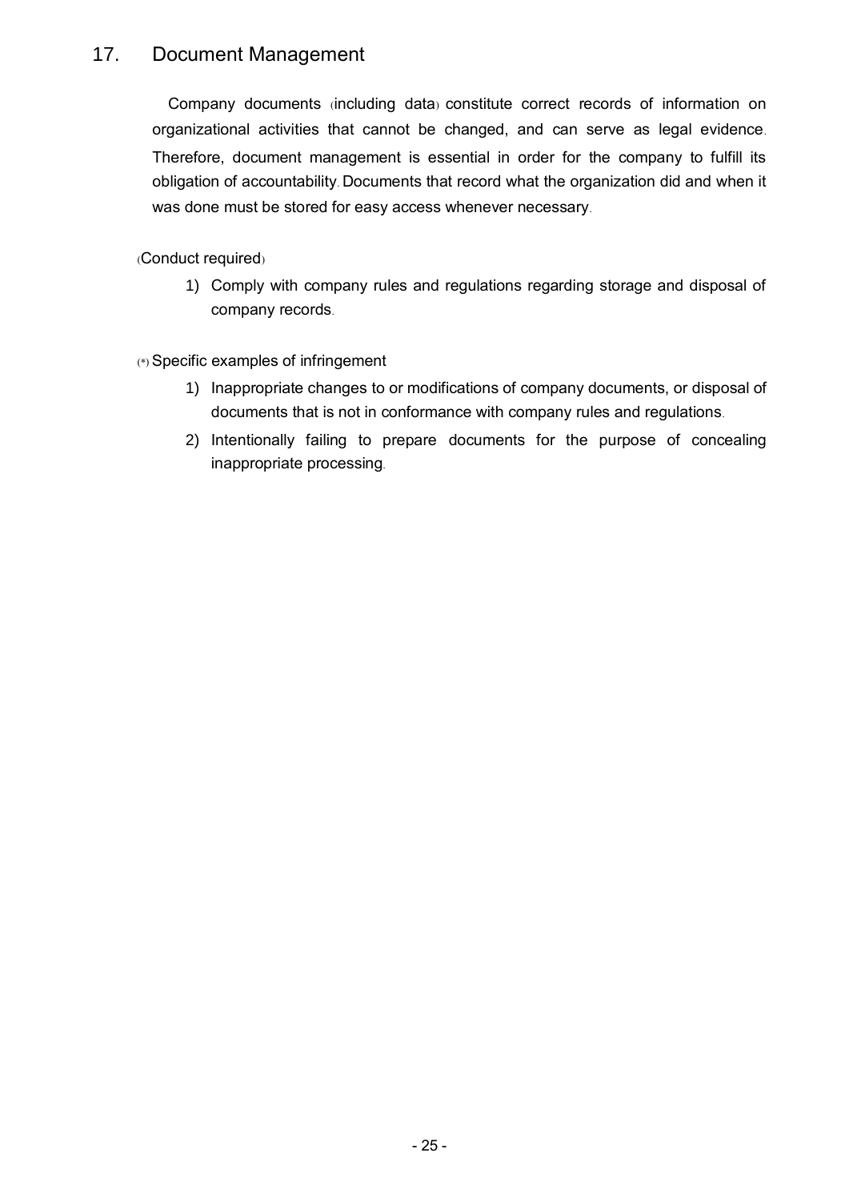## 17. Document Management

Company documents (including data) constitute correct records of information on organizational activities that cannot be changed, and can serve as legal evidence. Therefore, document management is essential in order for the company to fulfill its obligation of accountability. Documents that record what the organization did and when it was done must be stored for easy access whenever necessary.

(Conduct required)

1) Comply with company rules and regulations regarding storage and disposal of company records.

(*) Specific examples of infringement

1) Inappropriate changes to or modifications of company documents, or disposal of documents that is not in conformance with company rules and regulations.
2) Intentionally failing to prepare documents for the purpose of concealing inappropriate processing.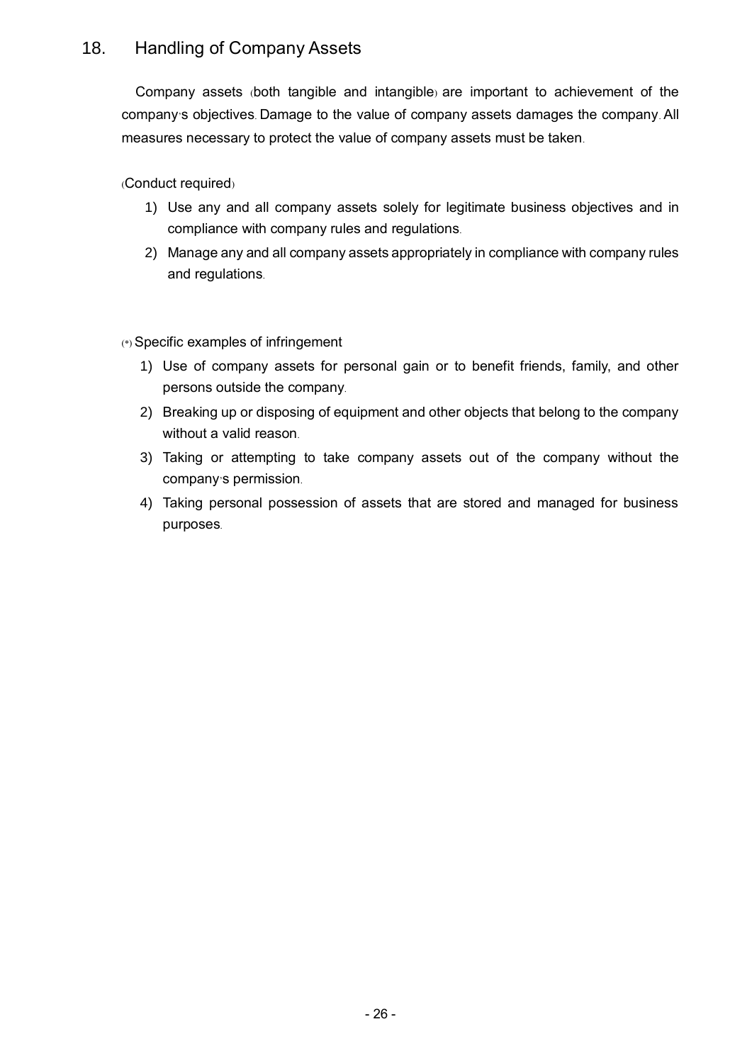## 18. Handling of Company Assets

Company assets (both tangible and intangible) are important to achievement of the company's objectives. Damage to the value of company assets damages the company. All measures necessary to protect the value of company assets must be taken.

(Conduct required)

1) Use any and all company assets solely for legitimate business objectives and in compliance with company rules and regulations.
2) Manage any and all company assets appropriately in compliance with company rules and regulations.

(*) Specific examples of infringement

1) Use of company assets for personal gain or to benefit friends, family, and other persons outside the company.
2) Breaking up or disposing of equipment and other objects that belong to the company without a valid reason.
3) Taking or attempting to take company assets out of the company without the company's permission.
4) Taking personal possession of assets that are stored and managed for business purposes.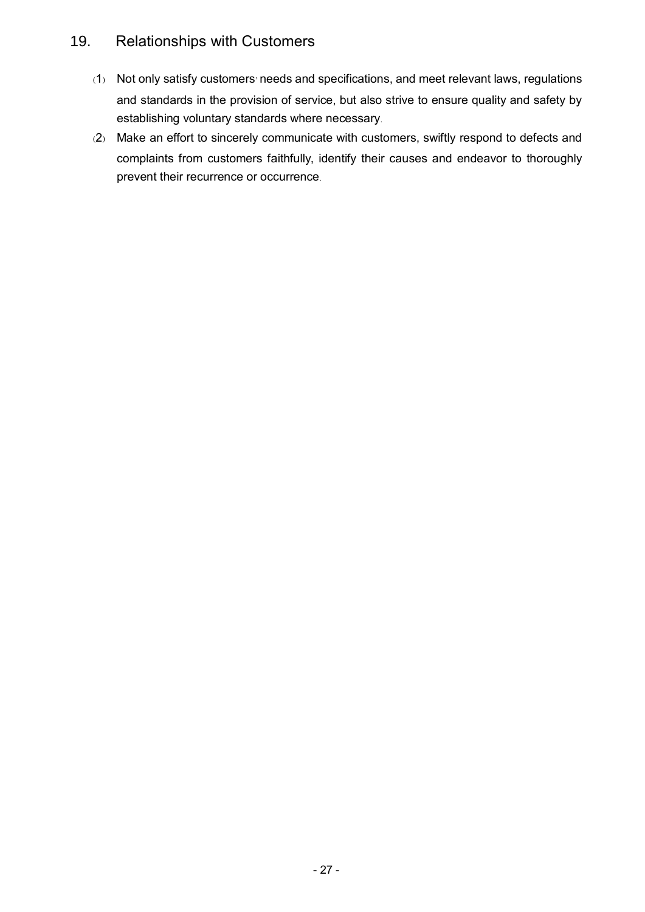## 19. Relationships with Customers

(1) Not only satisfy customers' needs and specifications, and meet relevant laws, regulations and standards in the provision of service, but also strive to ensure quality and safety by establishing voluntary standards where necessary.

(2) Make an effort to sincerely communicate with customers, swiftly respond to defects and complaints from customers faithfully, identify their causes and endeavor to thoroughly prevent their recurrence or occurrence.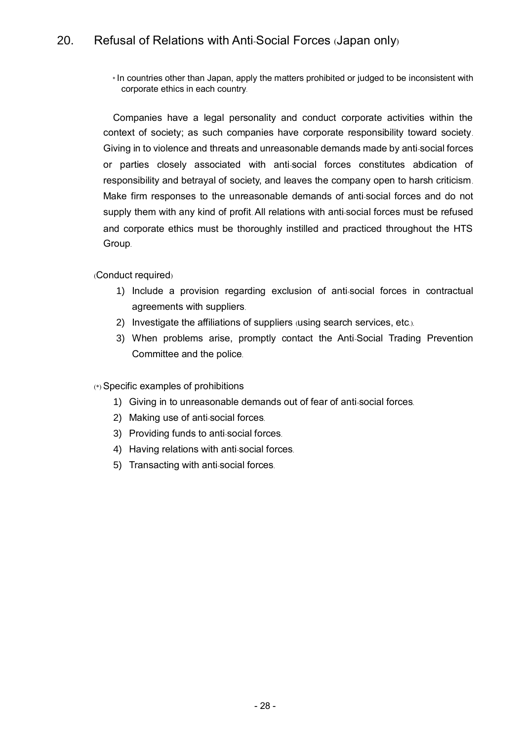## 20. Refusal of Relations with Anti-Social Forces (Japan only)

* In countries other than Japan, apply the matters prohibited or judged to be inconsistent with corporate ethics in each country.

Companies have a legal personality and conduct corporate activities within the context of society; as such companies have corporate responsibility toward society. Giving in to violence and threats and unreasonable demands made by anti-social forces or parties closely associated with anti-social forces constitutes abdication of responsibility and betrayal of society, and leaves the company open to harsh criticism. Make firm responses to the unreasonable demands of anti-social forces and do not supply them with any kind of profit. All relations with anti-social forces must be refused and corporate ethics must be thoroughly instilled and practiced throughout the HTS Group.

(Conduct required)

1) Include a provision regarding exclusion of anti-social forces in contractual agreements with suppliers.
2) Investigate the affiliations of suppliers (using search services, etc.).
3) When problems arise, promptly contact the Anti-Social Trading Prevention Committee and the police.

(*) Specific examples of prohibitions

1) Giving in to unreasonable demands out of fear of anti-social forces.
2) Making use of anti-social forces.
3) Providing funds to anti-social forces.
4) Having relations with anti-social forces.
5) Transacting with anti-social forces.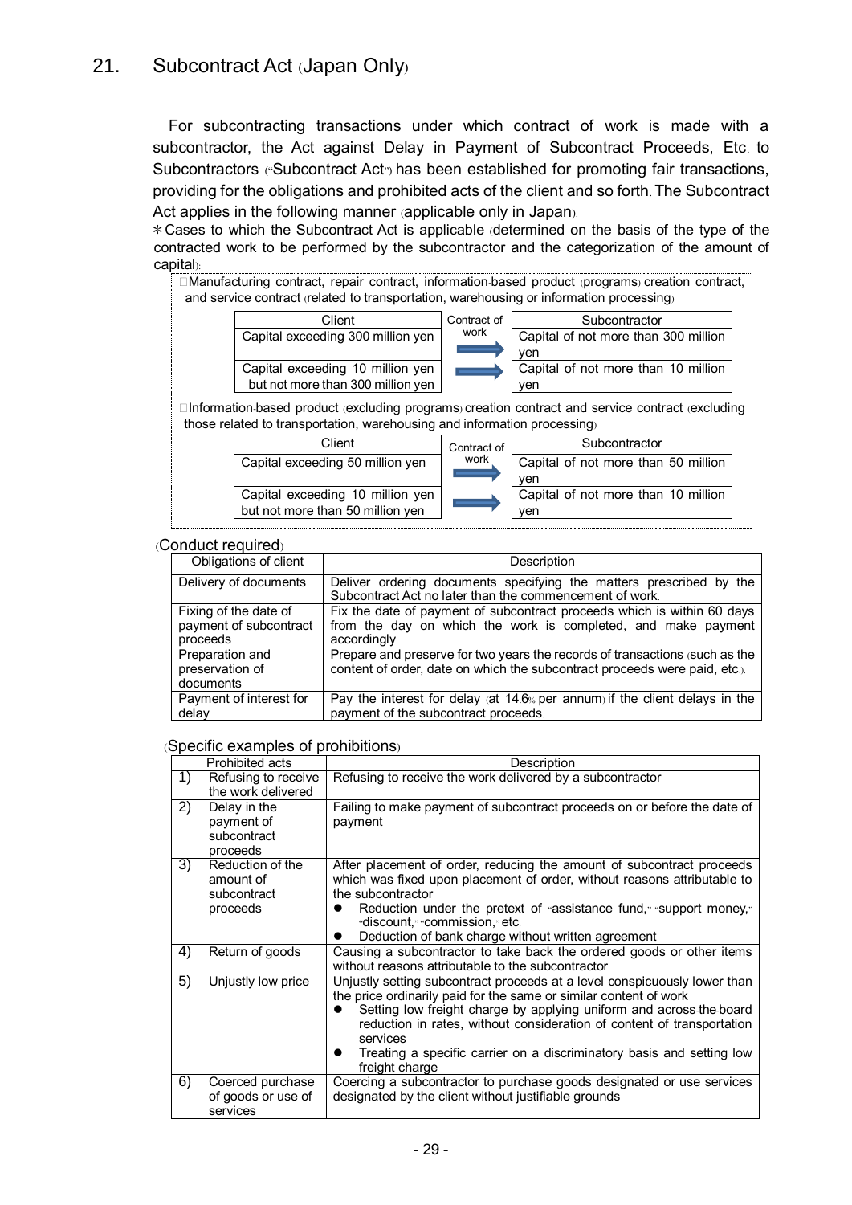## 21. Subcontract Act (Japan Only)

For subcontracting transactions under which contract of work is made with a subcontractor, the Act against Delay in Payment of Subcontract Proceeds, Etc. to Subcontractors ("Subcontract Act") has been established for promoting fair transactions, providing for the obligations and prohibited acts of the client and so forth. The Subcontract Act applies in the following manner (applicable only in Japan).

＊Cases to which the Subcontract Act is applicable (determined on the basis of the type of the contracted work to be performed by the subcontractor and the categorization of the amount of capital):

□Manufacturing contract, repair contract, information-based product (programs) creation contract, and service contract (related to transportation, warehousing or information processing)

| Client | Contract of work | Subcontractor |
|---|---|---|
| Capital exceeding 300 million yen | → | Capital of not more than 300 million yen |
| Capital exceeding 10 million yen but not more than 300 million yen | → | Capital of not more than 10 million yen |

□Information-based product (excluding programs) creation contract and service contract (excluding those related to transportation, warehousing and information processing)

| Client | Contract of work | Subcontractor |
|---|---|---|
| Capital exceeding 50 million yen | → | Capital of not more than 50 million yen |
| Capital exceeding 10 million yen but not more than 50 million yen | → | Capital of not more than 10 million yen |

(Conduct required)

| Obligations of client | Description |
|---|---|
| Delivery of documents | Deliver ordering documents specifying the matters prescribed by the Subcontract Act no later than the commencement of work. |
| Fixing of the date of payment of subcontract proceeds | Fix the date of payment of subcontract proceeds which is within 60 days from the day on which the work is completed, and make payment accordingly. |
| Preparation and preservation of documents | Prepare and preserve for two years the records of transactions (such as the content of order, date on which the subcontract proceeds were paid, etc.). |
| Payment of interest for delay | Pay the interest for delay (at 14.6% per annum) if the client delays in the payment of the subcontract proceeds. |

(Specific examples of prohibitions)

| | Prohibited acts | Description |
|---|---|---|
| 1) | Refusing to receive the work delivered | Refusing to receive the work delivered by a subcontractor |
| 2) | Delay in the payment of subcontract proceeds | Failing to make payment of subcontract proceeds on or before the date of payment |
| 3) | Reduction of the amount of subcontract proceeds | After placement of order, reducing the amount of subcontract proceeds which was fixed upon placement of order, without reasons attributable to the subcontractor<br>● Reduction under the pretext of "assistance fund," "support money," "discount," "commission," etc.<br>● Deduction of bank charge without written agreement |
| 4) | Return of goods | Causing a subcontractor to take back the ordered goods or other items without reasons attributable to the subcontractor |
| 5) | Unjustly low price | Unjustly setting subcontract proceeds at a level conspicuously lower than the price ordinarily paid for the same or similar content of work<br>● Setting low freight charge by applying uniform and across-the-board reduction in rates, without consideration of content of transportation services<br>● Treating a specific carrier on a discriminatory basis and setting low freight charge |
| 6) | Coerced purchase of goods or use of services | Coercing a subcontractor to purchase goods designated or use services designated by the client without justifiable grounds |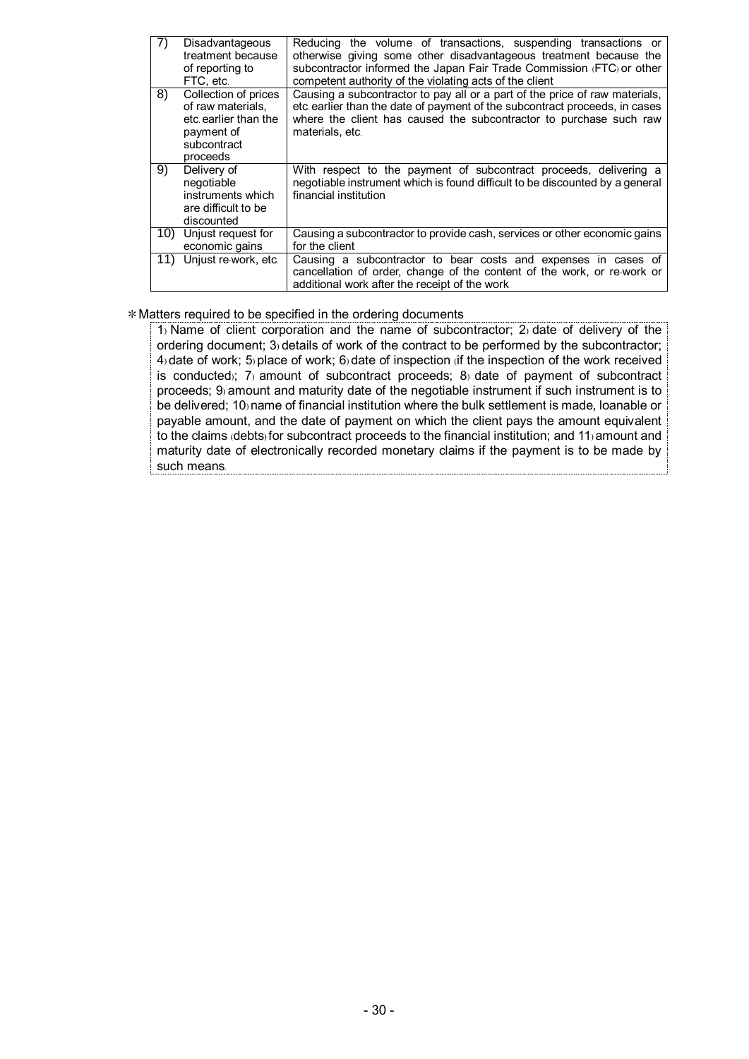| | | |
|---|---|---|
| 7) | Disadvantageous treatment because of reporting to FTC, etc. | Reducing the volume of transactions, suspending transactions or otherwise giving some other disadvantageous treatment because the subcontractor informed the Japan Fair Trade Commission (FTC) or other competent authority of the violating acts of the client |
| 8) | Collection of prices of raw materials, etc. earlier than the payment of subcontract proceeds | Causing a subcontractor to pay all or a part of the price of raw materials, etc. earlier than the date of payment of the subcontract proceeds, in cases where the client has caused the subcontractor to purchase such raw materials, etc. |
| 9) | Delivery of negotiable instruments which are difficult to be discounted | With respect to the payment of subcontract proceeds, delivering a negotiable instrument which is found difficult to be discounted by a general financial institution |
| 10) | Unjust request for economic gains | Causing a subcontractor to provide cash, services or other economic gains for the client |
| 11) | Unjust re-work, etc. | Causing a subcontractor to bear costs and expenses in cases of cancellation of order, change of the content of the work, or re-work or additional work after the receipt of the work |

＊Matters required to be specified in the ordering documents

1) Name of client corporation and the name of subcontractor; 2) date of delivery of the ordering document; 3) details of work of the contract to be performed by the subcontractor; 4) date of work; 5) place of work; 6) date of inspection (if the inspection of the work received is conducted); 7) amount of subcontract proceeds; 8) date of payment of subcontract proceeds; 9) amount and maturity date of the negotiable instrument if such instrument is to be delivered; 10) name of financial institution where the bulk settlement is made, loanable or payable amount, and the date of payment on which the client pays the amount equivalent to the claims (debts) for subcontract proceeds to the financial institution; and 11) amount and maturity date of electronically recorded monetary claims if the payment is to be made by such means.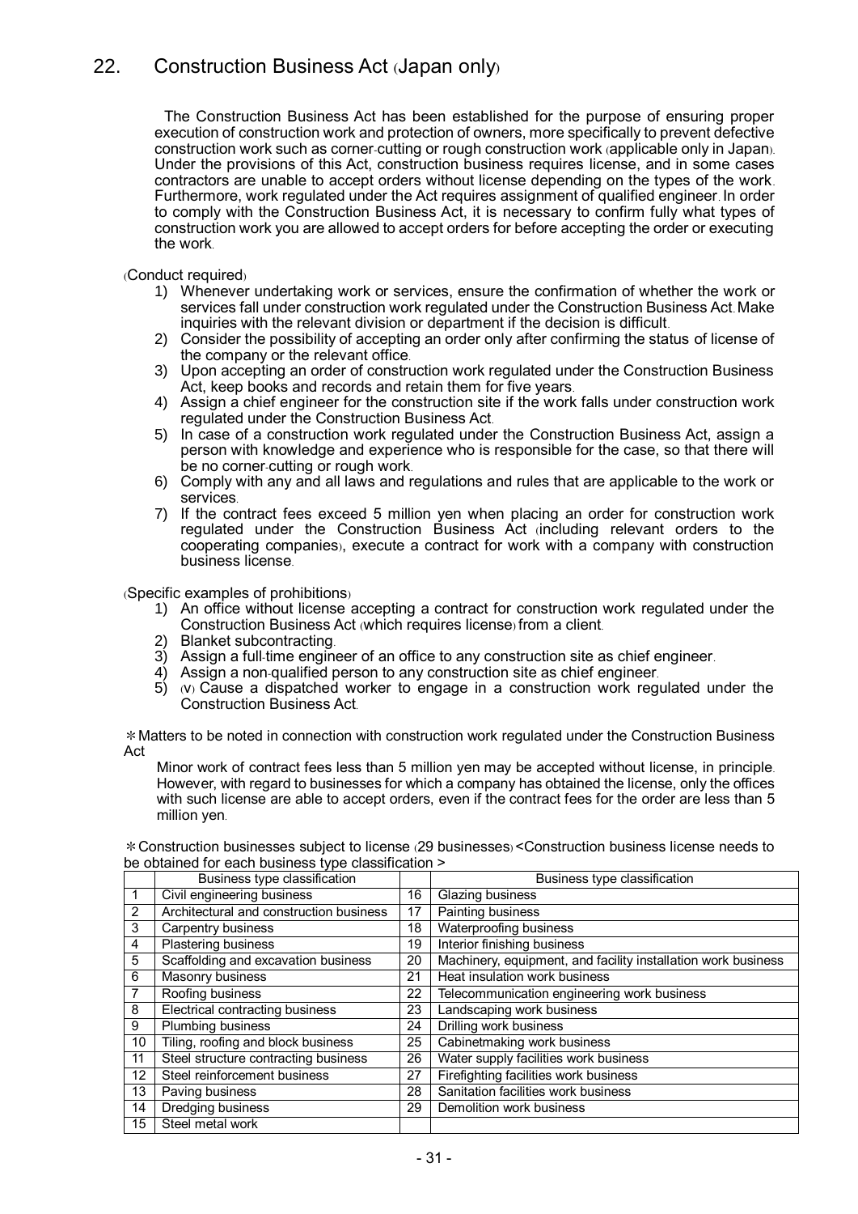## 22. Construction Business Act (Japan only)

The Construction Business Act has been established for the purpose of ensuring proper execution of construction work and protection of owners, more specifically to prevent defective construction work such as corner-cutting or rough construction work (applicable only in Japan). Under the provisions of this Act, construction business requires license, and in some cases contractors are unable to accept orders without license depending on the types of the work. Furthermore, work regulated under the Act requires assignment of qualified engineer. In order to comply with the Construction Business Act, it is necessary to confirm fully what types of construction work you are allowed to accept orders for before accepting the order or executing the work.

(Conduct required)

1) Whenever undertaking work or services, ensure the confirmation of whether the work or services fall under construction work regulated under the Construction Business Act. Make inquiries with the relevant division or department if the decision is difficult.
2) Consider the possibility of accepting an order only after confirming the status of license of the company or the relevant office.
3) Upon accepting an order of construction work regulated under the Construction Business Act, keep books and records and retain them for five years.
4) Assign a chief engineer for the construction site if the work falls under construction work regulated under the Construction Business Act.
5) In case of a construction work regulated under the Construction Business Act, assign a person with knowledge and experience who is responsible for the case, so that there will be no corner-cutting or rough work.
6) Comply with any and all laws and regulations and rules that are applicable to the work or services.
7) If the contract fees exceed 5 million yen when placing an order for construction work regulated under the Construction Business Act (including relevant orders to the cooperating companies), execute a contract for work with a company with construction business license.

(Specific examples of prohibitions)

1) An office without license accepting a contract for construction work regulated under the Construction Business Act (which requires license) from a client.
2) Blanket subcontracting.
3) Assign a full-time engineer of an office to any construction site as chief engineer.
4) Assign a non-qualified person to any construction site as chief engineer.
5) (V) Cause a dispatched worker to engage in a construction work regulated under the Construction Business Act.

＊Matters to be noted in connection with construction work regulated under the Construction Business Act

Minor work of contract fees less than 5 million yen may be accepted without license, in principle. However, with regard to businesses for which a company has obtained the license, only the offices with such license are able to accept orders, even if the contract fees for the order are less than 5 million yen.

＊Construction businesses subject to license (29 businesses) <Construction business license needs to be obtained for each business type classification >

| | Business type classification | | Business type classification |
|---|---|---|---|
| 1 | Civil engineering business | 16 | Glazing business |
| 2 | Architectural and construction business | 17 | Painting business |
| 3 | Carpentry business | 18 | Waterproofing business |
| 4 | Plastering business | 19 | Interior finishing business |
| 5 | Scaffolding and excavation business | 20 | Machinery, equipment, and facility installation work business |
| 6 | Masonry business | 21 | Heat insulation work business |
| 7 | Roofing business | 22 | Telecommunication engineering work business |
| 8 | Electrical contracting business | 23 | Landscaping work business |
| 9 | Plumbing business | 24 | Drilling work business |
| 10 | Tiling, roofing and block business | 25 | Cabinetmaking work business |
| 11 | Steel structure contracting business | 26 | Water supply facilities work business |
| 12 | Steel reinforcement business | 27 | Firefighting facilities work business |
| 13 | Paving business | 28 | Sanitation facilities work business |
| 14 | Dredging business | 29 | Demolition work business |
| 15 | Steel metal work | | |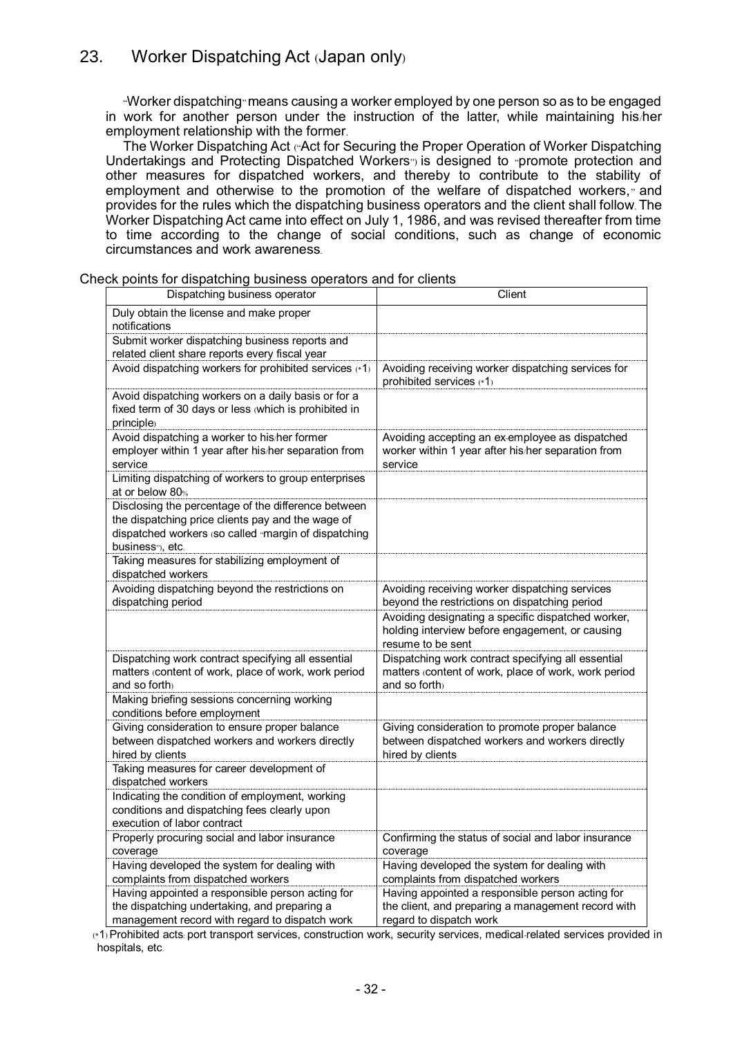## 23. Worker Dispatching Act (Japan only)

"Worker dispatching" means causing a worker employed by one person so as to be engaged in work for another person under the instruction of the latter, while maintaining his/her employment relationship with the former.

The Worker Dispatching Act ("Act for Securing the Proper Operation of Worker Dispatching Undertakings and Protecting Dispatched Workers") is designed to "promote protection and other measures for dispatched workers, and thereby to contribute to the stability of employment and otherwise to the promotion of the welfare of dispatched workers," and provides for the rules which the dispatching business operators and the client shall follow. The Worker Dispatching Act came into effect on July 1, 1986, and was revised thereafter from time to time according to the change of social conditions, such as change of economic circumstances and work awareness.

Check points for dispatching business operators and for clients

| Dispatching business operator | Client |
|---|---|
| Duly obtain the license and make proper notifications | |
| Submit worker dispatching business reports and related client share reports every fiscal year | |
| Avoid dispatching workers for prohibited services (*1) | Avoiding receiving worker dispatching services for prohibited services (*1) |
| Avoid dispatching workers on a daily basis or for a fixed term of 30 days or less (which is prohibited in principle) | |
| Avoid dispatching a worker to his/her former employer within 1 year after his/her separation from service | Avoiding accepting an ex-employee as dispatched worker within 1 year after his/her separation from service |
| Limiting dispatching of workers to group enterprises at or below 80% | |
| Disclosing the percentage of the difference between the dispatching price clients pay and the wage of dispatched workers (so called "margin of dispatching business"), etc. | |
| Taking measures for stabilizing employment of dispatched workers | |
| Avoiding dispatching beyond the restrictions on dispatching period | Avoiding receiving worker dispatching services beyond the restrictions on dispatching period |
| | Avoiding designating a specific dispatched worker, holding interview before engagement, or causing resume to be sent |
| Dispatching work contract specifying all essential matters (content of work, place of work, work period and so forth) | Dispatching work contract specifying all essential matters (content of work, place of work, work period and so forth) |
| Making briefing sessions concerning working conditions before employment | |
| Giving consideration to ensure proper balance between dispatched workers and workers directly hired by clients | Giving consideration to promote proper balance between dispatched workers and workers directly hired by clients |
| Taking measures for career development of dispatched workers | |
| Indicating the condition of employment, working conditions and dispatching fees clearly upon execution of labor contract | |
| Properly procuring social and labor insurance coverage | Confirming the status of social and labor insurance coverage |
| Having developed the system for dealing with complaints from dispatched workers | Having developed the system for dealing with complaints from dispatched workers |
| Having appointed a responsible person acting for the dispatching undertaking, and preparing a management record with regard to dispatch work | Having appointed a responsible person acting for the client, and preparing a management record with regard to dispatch work |

(*1) Prohibited acts: port transport services, construction work, security services, medical-related services provided in hospitals, etc.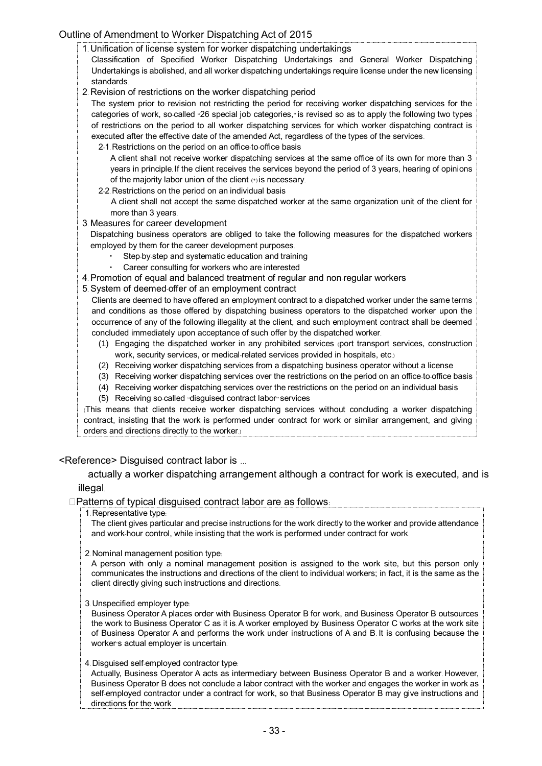## Outline of Amendment to Worker Dispatching Act of 2015

1. Unification of license system for worker dispatching undertakings

   Classification of Specified Worker Dispatching Undertakings and General Worker Dispatching Undertakings is abolished, and all worker dispatching undertakings require license under the new licensing standards.

2. Revision of restrictions on the worker dispatching period

   The system prior to revision not restricting the period for receiving worker dispatching services for the categories of work, so-called "26 special job categories," is revised so as to apply the following two types of restrictions on the period to all worker dispatching services for which worker dispatching contract is executed after the effective date of the amended Act, regardless of the types of the services.

   2-1. Restrictions on the period on an office-to-office basis

   A client shall not receive worker dispatching services at the same office of its own for more than 3 years in principle. If the client receives the services beyond the period of 3 years, hearing of opinions of the majority labor union of the client (*) is necessary.

   2-2. Restrictions on the period on an individual basis

   A client shall not accept the same dispatched worker at the same organization unit of the client for more than 3 years.

3. Measures for career development

   Dispatching business operators are obliged to take the following measures for the dispatched workers employed by them for the career development purposes.

   - Step-by-step and systematic education and training
   - Career consulting for workers who are interested

4. Promotion of equal and balanced treatment of regular and non-regular workers

5. System of deemed-offer of an employment contract

   Clients are deemed to have offered an employment contract to a dispatched worker under the same terms and conditions as those offered by dispatching business operators to the dispatched worker upon the occurrence of any of the following illegality at the client, and such employment contract shall be deemed concluded immediately upon acceptance of such offer by the dispatched worker.

   (1) Engaging the dispatched worker in any prohibited services (port transport services, construction work, security services, or medical-related services provided in hospitals, etc.)
   (2) Receiving worker dispatching services from a dispatching business operator without a license
   (3) Receiving worker dispatching services over the restrictions on the period on an office-to-office basis
   (4) Receiving worker dispatching services over the restrictions on the period on an individual basis
   (5) Receiving so-called "disguised contract labor" services

   (This means that clients receive worker dispatching services without concluding a worker dispatching contract, insisting that the work is performed under contract for work or similar arrangement, and giving orders and directions directly to the worker.)

## <Reference> Disguised contract labor is ...

actually a worker dispatching arrangement although a contract for work is executed, and is illegal.

□Patterns of typical disguised contract labor are as follows:

1. Representative type:

   The client gives particular and precise instructions for the work directly to the worker and provide attendance and work-hour control, while insisting that the work is performed under contract for work.

2. Nominal management position type:

   A person with only a nominal management position is assigned to the work site, but this person only communicates the instructions and directions of the client to individual workers; in fact, it is the same as the client directly giving such instructions and directions.

3. Unspecified employer type:

   Business Operator A places order with Business Operator B for work, and Business Operator B outsources the work to Business Operator C as it is. A worker employed by Business Operator C works at the work site of Business Operator A and performs the work under instructions of A and B. It is confusing because the worker's actual employer is uncertain.

4. Disguised self-employed contractor type:

   Actually, Business Operator A acts as intermediary between Business Operator B and a worker. However, Business Operator B does not conclude a labor contract with the worker and engages the worker in work as self-employed contractor under a contract for work, so that Business Operator B may give instructions and directions for the work.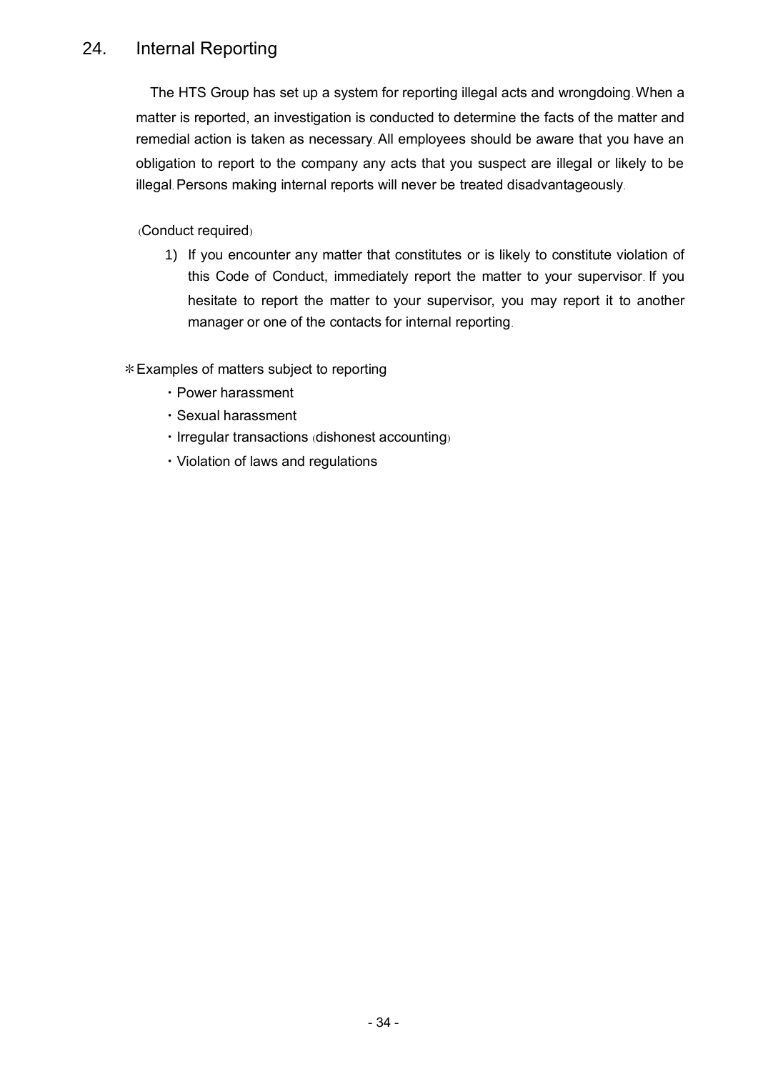## 24. Internal Reporting

The HTS Group has set up a system for reporting illegal acts and wrongdoing. When a matter is reported, an investigation is conducted to determine the facts of the matter and remedial action is taken as necessary. All employees should be aware that you have an obligation to report to the company any acts that you suspect are illegal or likely to be illegal. Persons making internal reports will never be treated disadvantageously.

(Conduct required)

1) If you encounter any matter that constitutes or is likely to constitute violation of this Code of Conduct, immediately report the matter to your supervisor. If you hesitate to report the matter to your supervisor, you may report it to another manager or one of the contacts for internal reporting.

＊Examples of matters subject to reporting

- Power harassment
- Sexual harassment
- Irregular transactions (dishonest accounting)
- Violation of laws and regulations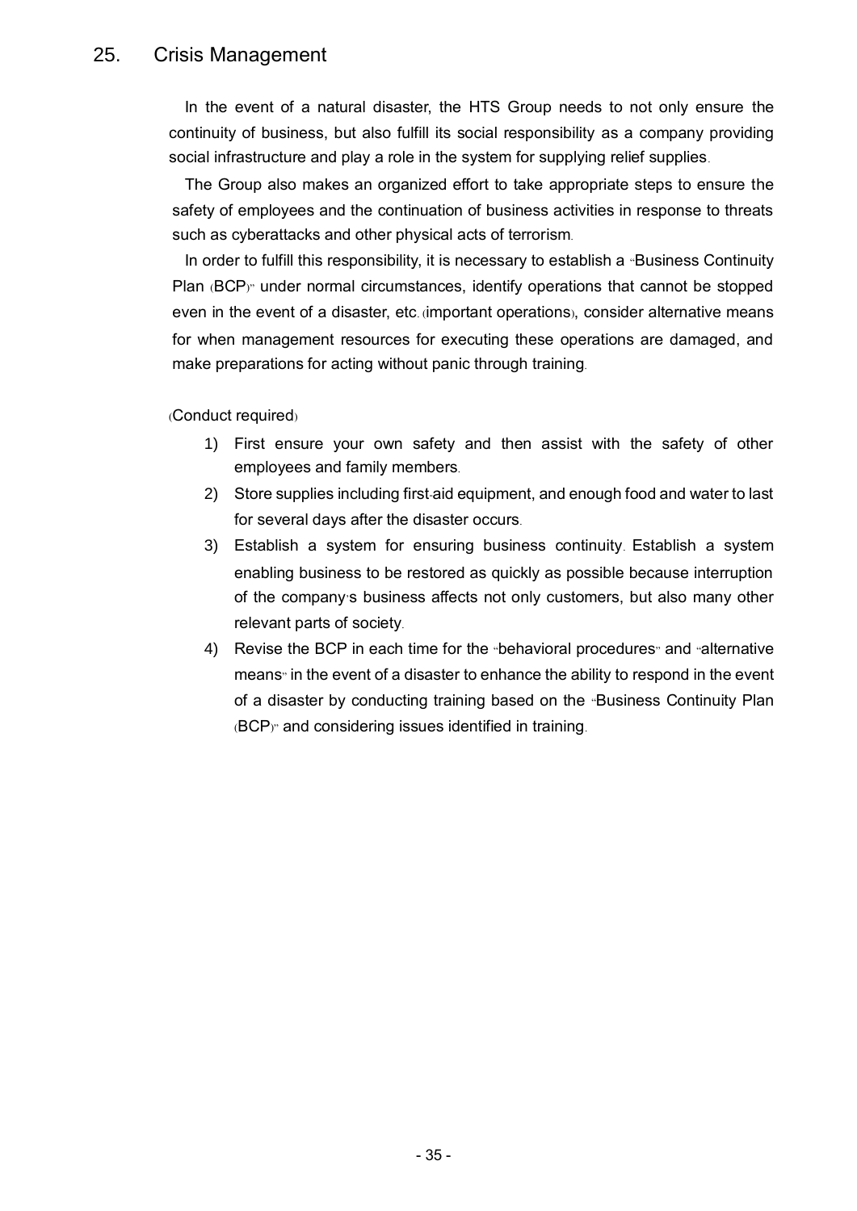## 25. Crisis Management

In the event of a natural disaster, the HTS Group needs to not only ensure the continuity of business, but also fulfill its social responsibility as a company providing social infrastructure and play a role in the system for supplying relief supplies.

The Group also makes an organized effort to take appropriate steps to ensure the safety of employees and the continuation of business activities in response to threats such as cyberattacks and other physical acts of terrorism.

In order to fulfill this responsibility, it is necessary to establish a "Business Continuity Plan (BCP)" under normal circumstances, identify operations that cannot be stopped even in the event of a disaster, etc. (important operations), consider alternative means for when management resources for executing these operations are damaged, and make preparations for acting without panic through training.

(Conduct required)

1) First ensure your own safety and then assist with the safety of other employees and family members.
2) Store supplies including first-aid equipment, and enough food and water to last for several days after the disaster occurs.
3) Establish a system for ensuring business continuity. Establish a system enabling business to be restored as quickly as possible because interruption of the company's business affects not only customers, but also many other relevant parts of society.
4) Revise the BCP in each time for the "behavioral procedures" and "alternative means" in the event of a disaster to enhance the ability to respond in the event of a disaster by conducting training based on the "Business Continuity Plan (BCP)" and considering issues identified in training.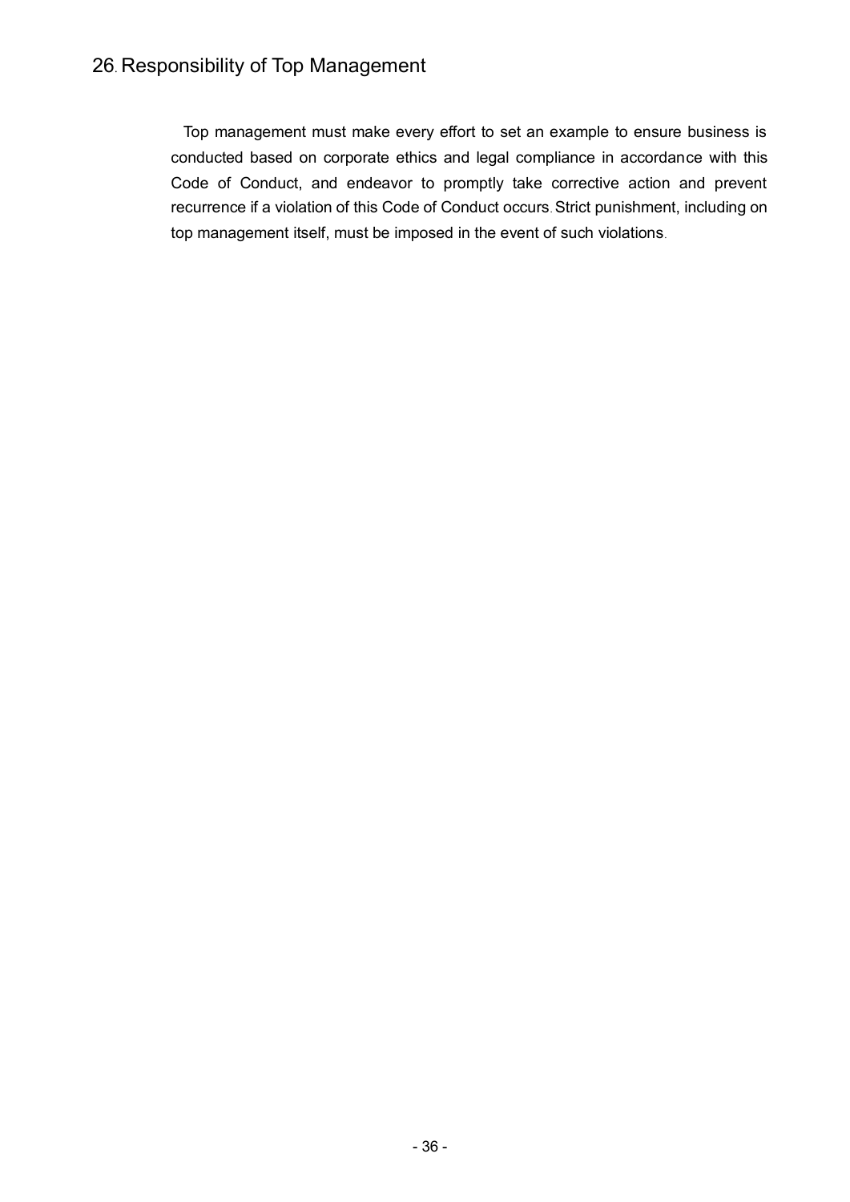## 26. Responsibility of Top Management

Top management must make every effort to set an example to ensure business is conducted based on corporate ethics and legal compliance in accordance with this Code of Conduct, and endeavor to promptly take corrective action and prevent recurrence if a violation of this Code of Conduct occurs. Strict punishment, including on top management itself, must be imposed in the event of such violations.